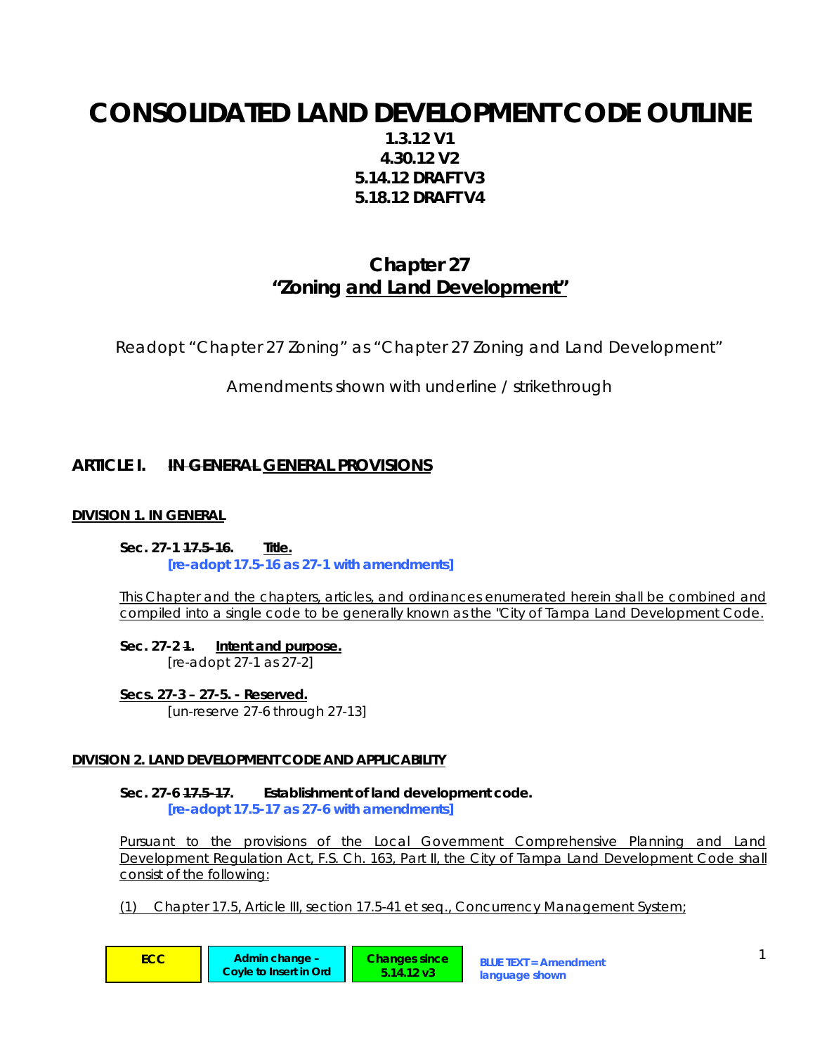# CONSOLIDATED LAND DEVELOPMENT CODE OUTLINE

**1.3.12 V1**
**4.30.12 V2**
**5.14.12 DRAFT V3**
**5.18.12 DRAFT V4**

## Chapter 27
## "Zoning <u>and Land Development</u>"

Readopt "Chapter 27 Zoning" as "Chapter 27 Zoning and Land Development"

Amendments shown with underline / strikethrough

## ARTICLE I. ~~IN GENERAL~~ <u>GENERAL PROVISIONS</u>

**<u>DIVISION 1. IN GENERAL</u>**

**Sec. 27-1 ~~17.5-16.~~ <u>Title.</u>**
**[re-adopt 17.5-16 as 27-1 with amendments]**

<u>This Chapter and the chapters, articles, and ordinances enumerated herein shall be combined and compiled into a single code to be generally known as the "City of Tampa Land Development Code.</u>

**Sec. 27-2 ~~1.~~ <u>Intent and purpose.</u>**
[re-adopt 27-1 as 27-2]

**<u>Secs. 27-3 – 27-5. - Reserved.</u>**
[un-reserve 27-6 through 27-13]

**<u>DIVISION 2. LAND DEVELOPMENT CODE AND APPLICABILITY</u>**

**Sec. 27-6 ~~17.5-17.~~ Establishment of land development code.**
**[re-adopt 17.5-17 as 27-6 with amendments]**

<u>Pursuant to the provisions of the Local Government Comprehensive Planning and Land Development Regulation Act, F.S. Ch. 163, Part II, the City of Tampa Land Development Code shall consist of the following:</u>

<u>(1) Chapter 17.5, Article III, section 17.5-41 et seq., Concurrency Management System;</u>

ECC | Admin change – Coyle to Insert in Ord | Changes since 5.14.12 v3 | BLUE TEXT = Amendment language shown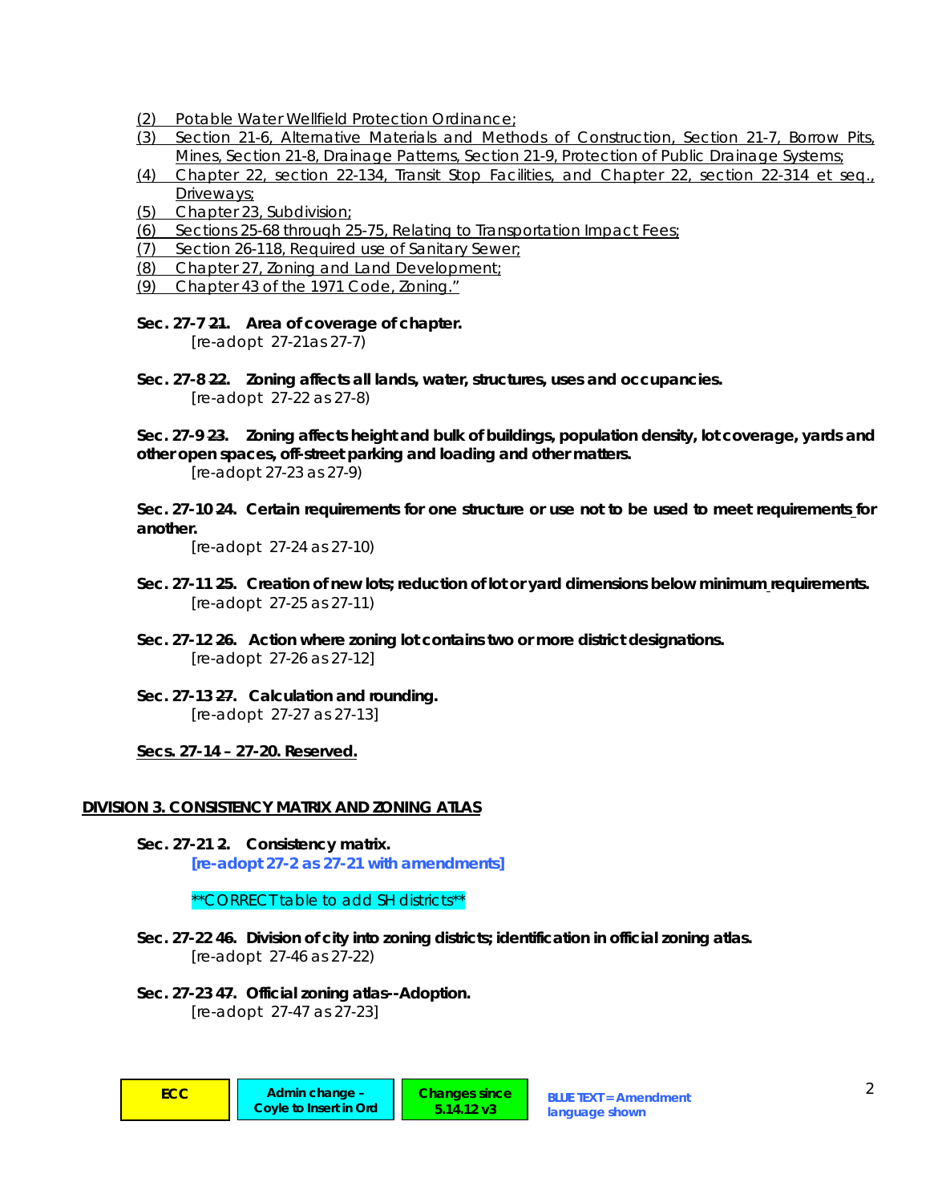(2) Potable Water Wellfield Protection Ordinance;
(3) Section 21-6, Alternative Materials and Methods of Construction, Section 21-7, Borrow Pits, Mines, Section 21-8, Drainage Patterns, Section 21-9, Protection of Public Drainage Systems;
(4) Chapter 22, section 22-134, Transit Stop Facilities, and Chapter 22, section 22-314 et seq., Driveways;
(5) Chapter 23, Subdivision;
(6) Sections 25-68 through 25-75, Relating to Transportation Impact Fees;
(7) Section 26-118, Required use of Sanitary Sewer;
(8) Chapter 27, Zoning and Land Development;
(9) Chapter 43 of the 1971 Code, Zoning."

**Sec. 27-7 21. Area of coverage of chapter.**
[re-adopt 27-21 as 27-7)

**Sec. 27-8 22. Zoning affects all lands, water, structures, uses and occupancies.**
[re-adopt 27-22 as 27-8)

**Sec. 27-9 23. Zoning affects height and bulk of buildings, population density, lot coverage, yards and other open spaces, off-street parking and loading and other matters.**
[re-adopt 27-23 as 27-9)

**Sec. 27-10 24. Certain requirements for one structure or use not to be used to meet requirements for another.**
[re-adopt 27-24 as 27-10)

**Sec. 27-11 25. Creation of new lots; reduction of lot or yard dimensions below minimum requirements.**
[re-adopt 27-25 as 27-11)

**Sec. 27-12 26. Action where zoning lot contains two or more district designations.**
[re-adopt 27-26 as 27-12]

**Sec. 27-13 27. Calculation and rounding.**
[re-adopt 27-27 as 27-13]

**Secs. 27-14 – 27-20. Reserved.**

**DIVISION 3. CONSISTENCY MATRIX AND ZONING ATLAS**

**Sec. 27-21 2. Consistency matrix.**
**[re-adopt 27-2 as 27-21 with amendments]**

**CORRECT table to add SH districts**

**Sec. 27-22 46. Division of city into zoning districts; identification in official zoning atlas.**
[re-adopt 27-46 as 27-22)

**Sec. 27-23 47. Official zoning atlas--Adoption.**
[re-adopt 27-47 as 27-23]

| ECC | Admin change – Coyle to Insert in Ord | Changes since 5.14.12 v3 | BLUE TEXT = Amendment language shown |
|---|---|---|---|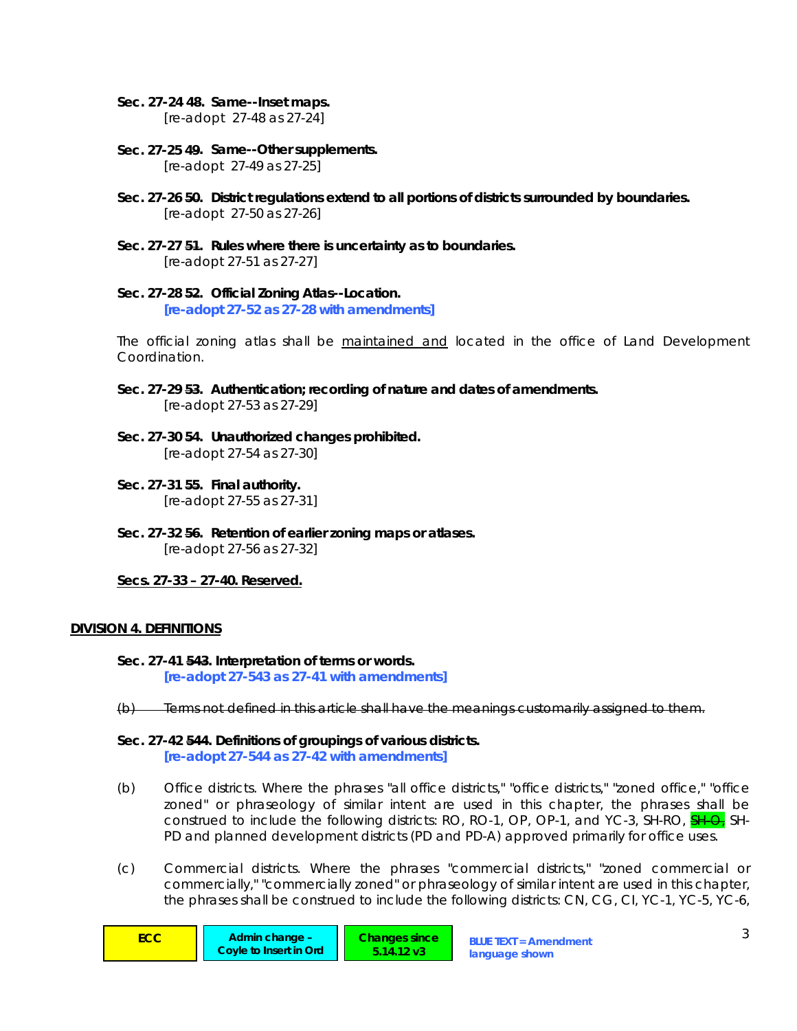**Sec. 27-24 48. Same--Inset maps.**
[re-adopt 27-48 as 27-24]

**Sec. 27-25 49. Same--Other supplements.**
[re-adopt 27-49 as 27-25]

**Sec. 27-26 50. District regulations extend to all portions of districts surrounded by boundaries.**
[re-adopt 27-50 as 27-26]

**Sec. 27-27 ~~51~~. Rules where there is uncertainty as to boundaries.**
[re-adopt 27-51 as 27-27]

**Sec. 27-28 52. Official Zoning Atlas--Location.**
**[re-adopt 27-52 as 27-28 with amendments]**

The official zoning atlas shall be <u>maintained and</u> located in the office of Land Development Coordination.

**Sec. 27-29 ~~53~~. Authentication; recording of nature and dates of amendments.**
[re-adopt 27-53 as 27-29]

**Sec. 27-30 54. Unauthorized changes prohibited.**
[re-adopt 27-54 as 27-30]

**Sec. 27-31 55. Final authority.**
[re-adopt 27-55 as 27-31]

**Sec. 27-32 ~~56~~. Retention of earlier zoning maps or atlases.**
[re-adopt 27-56 as 27-32]

<u>**Secs. 27-33 – 27-40. Reserved.**</u>

<u>**DIVISION 4. DEFINITIONS**</u>

**Sec. 27-41 ~~543~~. Interpretation of terms or words.**
**[re-adopt 27-543 as 27-41 with amendments]**

~~(b) Terms not defined in this article shall have the meanings customarily assigned to them.~~

**Sec. 27-42 ~~544~~. Definitions of groupings of various districts.**
**[re-adopt 27-544 as 27-42 with amendments]**

(b) Office districts. Where the phrases "all office districts," "office districts," "zoned office," "office zoned" or phraseology of similar intent are used in this chapter, the phrases shall be construed to include the following districts: RO, RO-1, OP, OP-1, and YC-3, SH-RO, ~~SH-O,~~ SH-PD and planned development districts (PD and PD-A) approved primarily for office uses.

(c) Commercial districts. Where the phrases "commercial districts," "zoned commercial or commercially," "commercially zoned" or phraseology of similar intent are used in this chapter, the phrases shall be construed to include the following districts: CN, CG, CI, YC-1, YC-5, YC-6,

ECC | Admin change – Coyle to Insert in Ord | Changes since 5.14.12 v3 | BLUE TEXT = Amendment language shown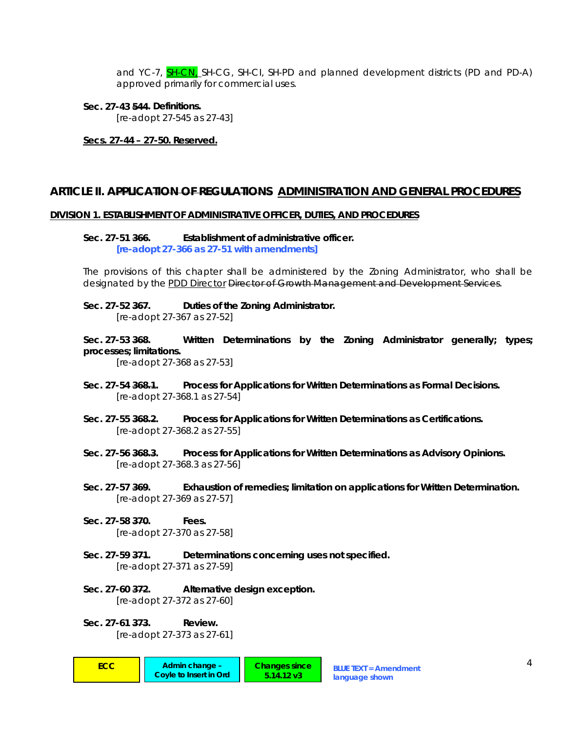and YC-7, SH-CN, SH-CG, SH-CI, SH-PD and planned development districts (PD and PD-A) approved primarily for commercial uses.

**Sec. 27-43 ~~544~~. Definitions.**
[re-adopt 27-545 as 27-43]

**Secs. 27-44 – 27-50. Reserved.**

## ARTICLE II. ~~APPLICATION OF REGULATIONS~~ ADMINISTRATION AND GENERAL PROCEDURES

### DIVISION 1. ESTABLISHMENT OF ADMINISTRATIVE OFFICER, DUTIES, AND PROCEDURES

**Sec. 27-51 ~~366~~. Establishment of administrative officer.**
**[re-adopt 27-366 as 27-51 with amendments]**

The provisions of this chapter shall be administered by the Zoning Administrator, who shall be designated by the PDD Director ~~Director of Growth Management and Development Services~~.

**Sec. 27-52 ~~367~~. Duties of the Zoning Administrator.**
[re-adopt 27-367 as 27-52]

**Sec. 27-53 ~~368~~. Written Determinations by the Zoning Administrator generally; types; processes; limitations.**
[re-adopt 27-368 as 27-53]

**Sec. 27-54 ~~368.1~~. Process for Applications for Written Determinations as Formal Decisions.**
[re-adopt 27-368.1 as 27-54]

**Sec. 27-55 ~~368.2~~. Process for Applications for Written Determinations as Certifications.**
[re-adopt 27-368.2 as 27-55]

**Sec. 27-56 ~~368.3~~. Process for Applications for Written Determinations as Advisory Opinions.**
[re-adopt 27-368.3 as 27-56]

**Sec. 27-57 ~~369~~. Exhaustion of remedies; limitation on applications for Written Determination.**
[re-adopt 27-369 as 27-57]

**Sec. 27-58 ~~370~~. Fees.**
[re-adopt 27-370 as 27-58]

**Sec. 27-59 ~~371~~. Determinations concerning uses not specified.**
[re-adopt 27-371 as 27-59]

**Sec. 27-60 ~~372~~. Alternative design exception.**
[re-adopt 27-372 as 27-60]

**Sec. 27-61 ~~373~~. Review.**
[re-adopt 27-373 as 27-61]

| ECC | Admin change – Coyle to Insert in Ord | Changes since 5.14.12 v3 | BLUE TEXT = Amendment language shown |
| --- | --- | --- | --- |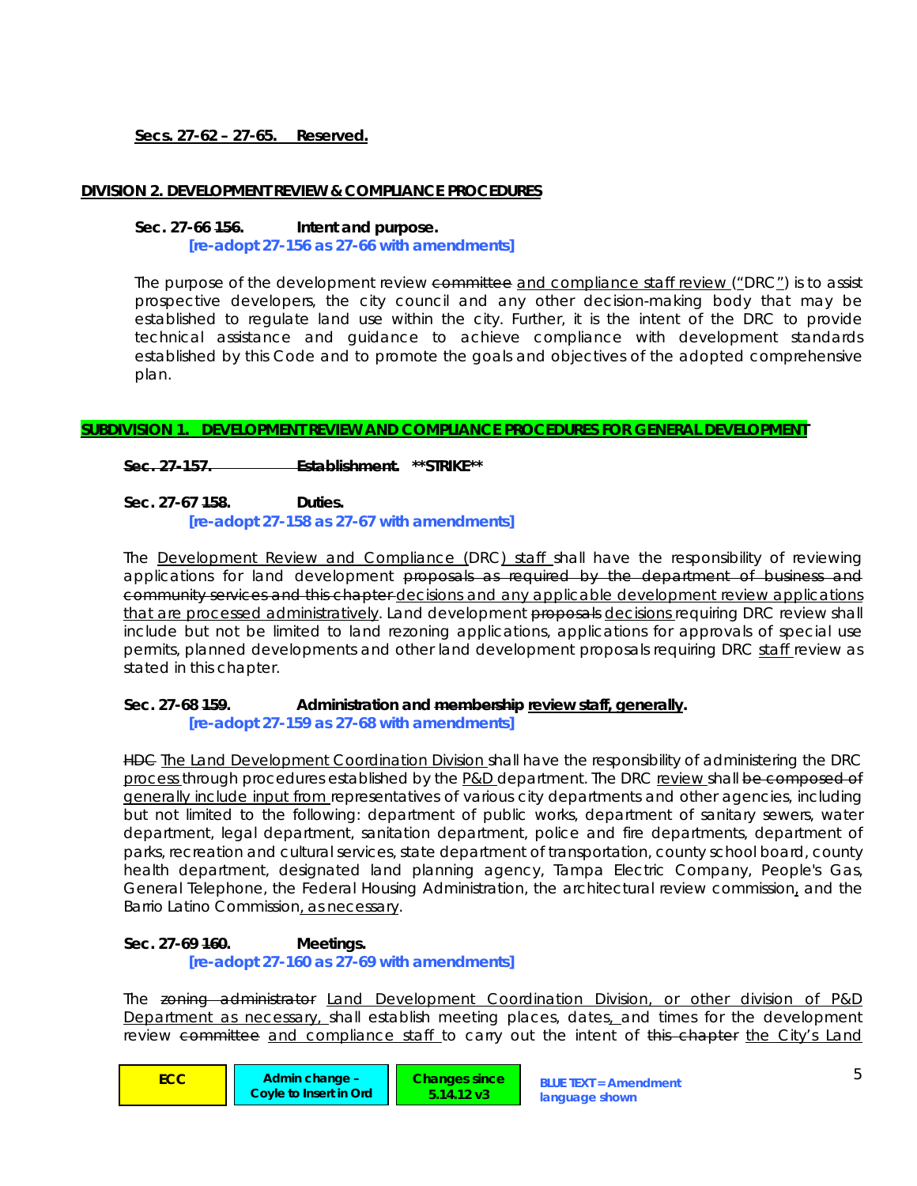**Secs. 27-62 – 27-65. Reserved.**

**DIVISION 2. DEVELOPMENT REVIEW & COMPLIANCE PROCEDURES**

**Sec. 27-66 ~~156~~. Intent and purpose.**
**[re-adopt 27-156 as 27-66 with amendments]**

The purpose of the development review ~~committee~~ and compliance staff review ("DRC") is to assist prospective developers, the city council and any other decision-making body that may be established to regulate land use within the city. Further, it is the intent of the DRC to provide technical assistance and guidance to achieve compliance with development standards established by this Code and to promote the goals and objectives of the adopted comprehensive plan.

**SUBDIVISION 1. DEVELOPMENT REVIEW AND COMPLIANCE PROCEDURES FOR GENERAL DEVELOPMENT**

**~~Sec. 27-157. Establishment.~~ \*\*STRIKE\*\***

**Sec. 27-67 ~~158~~. Duties.**
**[re-adopt 27-158 as 27-67 with amendments]**

The Development Review and Compliance (DRC) staff shall have the responsibility of reviewing applications for land development ~~proposals as required by the department of business and community services and this chapter~~ decisions and any applicable development review applications that are processed administratively. Land development ~~proposals~~ decisions requiring DRC review shall include but not be limited to land rezoning applications, applications for approvals of special use permits, planned developments and other land development proposals requiring DRC staff review as stated in this chapter.

**Sec. 27-68 ~~159~~. Administration and ~~membership~~ review staff, generally.**
**[re-adopt 27-159 as 27-68 with amendments]**

~~HDC~~ The Land Development Coordination Division shall have the responsibility of administering the DRC process through procedures established by the P&D department. The DRC review shall ~~be composed of~~ generally include input from representatives of various city departments and other agencies, including but not limited to the following: department of public works, department of sanitary sewers, water department, legal department, sanitation department, police and fire departments, department of parks, recreation and cultural services, state department of transportation, county school board, county health department, designated land planning agency, Tampa Electric Company, People's Gas, General Telephone, the Federal Housing Administration, the architectural review commission, and the Barrio Latino Commission, as necessary.

**Sec. 27-69 ~~160~~. Meetings.**
**[re-adopt 27-160 as 27-69 with amendments]**

The ~~zoning administrator~~ Land Development Coordination Division, or other division of P&D Department as necessary, shall establish meeting places, dates, and times for the development review ~~committee~~ and compliance staff to carry out the intent of ~~this chapter~~ the City's Land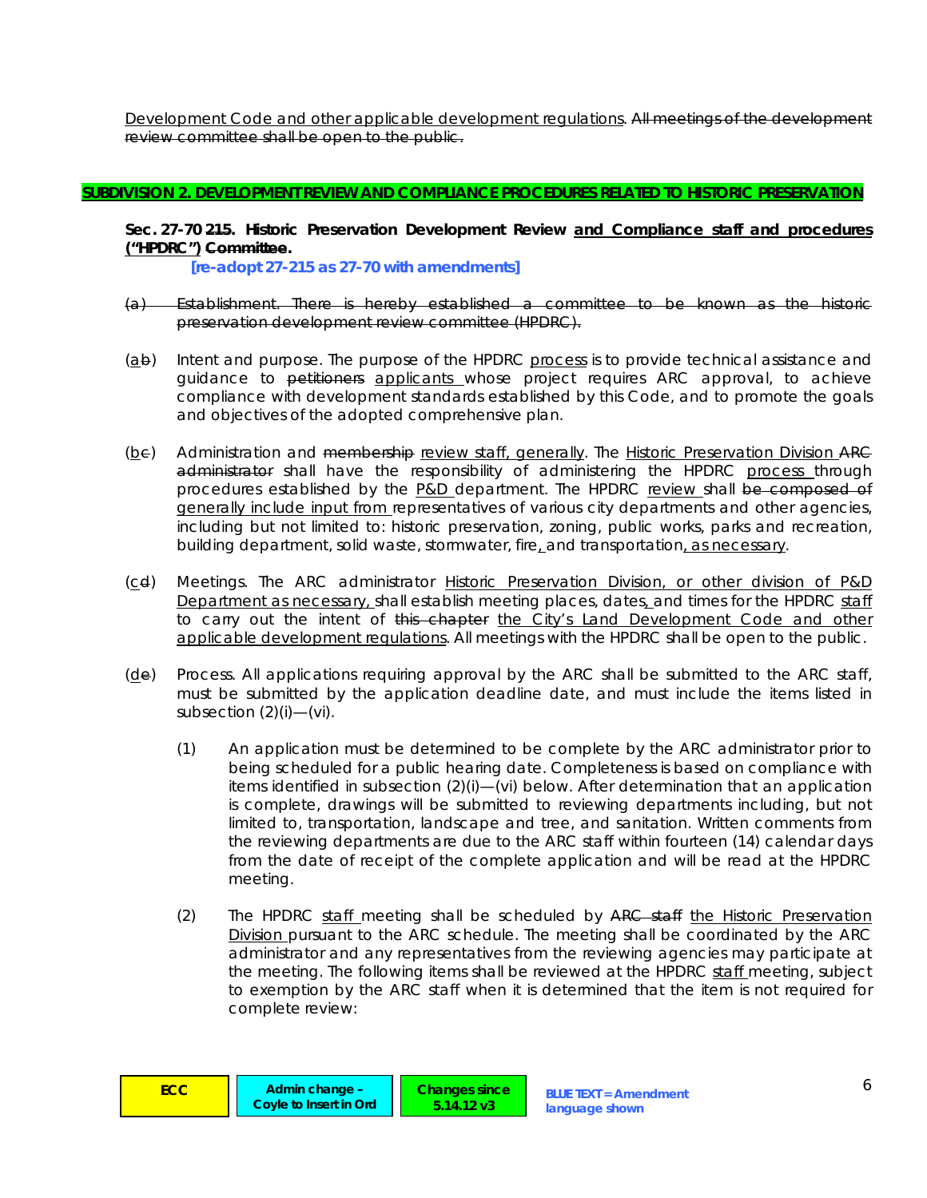Development Code and other applicable development regulations. ~~All meetings of the development review committee shall be open to the public.~~

**SUBDIVISION 2. DEVELOPMENT REVIEW AND COMPLIANCE PROCEDURES RELATED TO HISTORIC PRESERVATION**

**Sec. 27-70 ~~215~~. Historic Preservation Development Review and Compliance staff and procedures ("HPDRC") ~~Committee~~.**

**[re-adopt 27-215 as 27-70 with amendments]**

~~(a) Establishment. There is hereby established a committee to be known as the historic preservation development review committee (HPDRC).~~

(a~~b~~) Intent and purpose. The purpose of the HPDRC process is to provide technical assistance and guidance to ~~petitioners~~ applicants whose project requires ARC approval, to achieve compliance with development standards established by this Code, and to promote the goals and objectives of the adopted comprehensive plan.

(b~~c~~) Administration and ~~membership~~ review staff, generally. The Historic Preservation Division ~~ARC administrator~~ shall have the responsibility of administering the HPDRC process through procedures established by the P&D department. The HPDRC review shall ~~be composed of~~ generally include input from representatives of various city departments and other agencies, including but not limited to: historic preservation, zoning, public works, parks and recreation, building department, solid waste, stormwater, fire, and transportation, as necessary.

(c~~d~~) Meetings. The ARC administrator Historic Preservation Division, or other division of P&D Department as necessary, shall establish meeting places, dates, and times for the HPDRC staff to carry out the intent of ~~this chapter~~ the City's Land Development Code and other applicable development regulations. All meetings with the HPDRC shall be open to the public.

(d~~e~~) Process. All applications requiring approval by the ARC shall be submitted to the ARC staff, must be submitted by the application deadline date, and must include the items listed in subsection (2)(i)—(vi).

(1) An application must be determined to be complete by the ARC administrator prior to being scheduled for a public hearing date. Completeness is based on compliance with items identified in subsection (2)(i)—(vi) below. After determination that an application is complete, drawings will be submitted to reviewing departments including, but not limited to, transportation, landscape and tree, and sanitation. Written comments from the reviewing departments are due to the ARC staff within fourteen (14) calendar days from the date of receipt of the complete application and will be read at the HPDRC meeting.

(2) The HPDRC staff meeting shall be scheduled by ~~ARC staff~~ the Historic Preservation Division pursuant to the ARC schedule. The meeting shall be coordinated by the ARC administrator and any representatives from the reviewing agencies may participate at the meeting. The following items shall be reviewed at the HPDRC staff meeting, subject to exemption by the ARC staff when it is determined that the item is not required for complete review:

ECC | Admin change – Coyle to Insert in Ord | Changes since 5.14.12 v3 | BLUE TEXT = Amendment language shown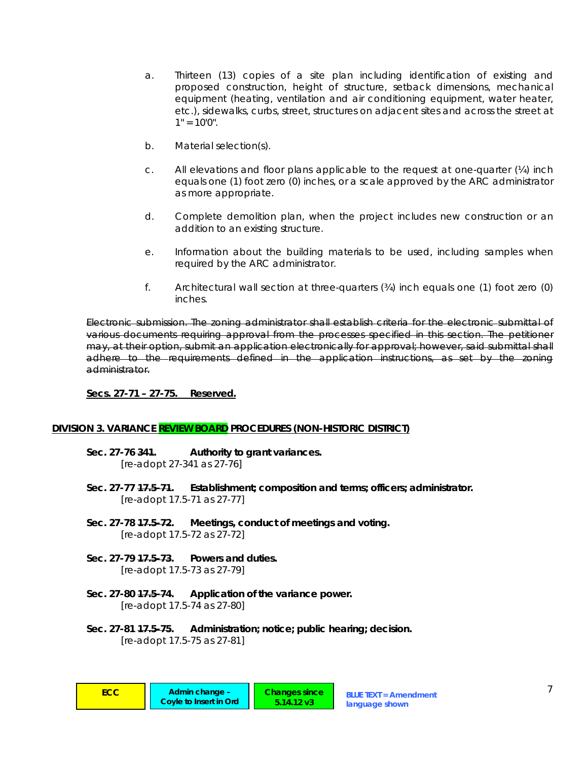a. Thirteen (13) copies of a site plan including identification of existing and proposed construction, height of structure, setback dimensions, mechanical equipment (heating, ventilation and air conditioning equipment, water heater, etc.), sidewalks, curbs, street, structures on adjacent sites and across the street at 1" = 10'0".

b. Material selection(s).

c. All elevations and floor plans applicable to the request at one-quarter (¼) inch equals one (1) foot zero (0) inches, or a scale approved by the ARC administrator as more appropriate.

d. Complete demolition plan, when the project includes new construction or an addition to an existing structure.

e. Information about the building materials to be used, including samples when required by the ARC administrator.

f. Architectural wall section at three-quarters (¾) inch equals one (1) foot zero (0) inches.

~~Electronic submission. The zoning administrator shall establish criteria for the electronic submittal of various documents requiring approval from the processes specified in this section. The petitioner may, at their option, submit an application electronically for approval; however, said submittal shall adhere to the requirements defined in the application instructions, as set by the zoning administrator.~~

**Secs. 27-71 – 27-75. Reserved.**

**DIVISION 3. VARIANCE REVIEW BOARD PROCEDURES (NON-HISTORIC DISTRICT)**

**Sec. 27-76 ~~341~~. Authority to grant variances.**
[re-adopt 27-341 as 27-76]

**Sec. 27-77 ~~17.5-71~~. Establishment; composition and terms; officers; administrator.**
[re-adopt 17.5-71 as 27-77]

**Sec. 27-78 ~~17.5-72~~. Meetings, conduct of meetings and voting.**
[re-adopt 17.5-72 as 27-72]

**Sec. 27-79 ~~17.5-73~~. Powers and duties.**
[re-adopt 17.5-73 as 27-79]

**Sec. 27-80 ~~17.5-74~~. Application of the variance power.**
[re-adopt 17.5-74 as 27-80]

**Sec. 27-81 ~~17.5-75~~. Administration; notice; public hearing; decision.**
[re-adopt 17.5-75 as 27-81]

| ECC | Admin change – Coyle to Insert in Ord | Changes since 5.14.12 v3 | BLUE TEXT = Amendment language shown |
| --- | --- | --- | --- |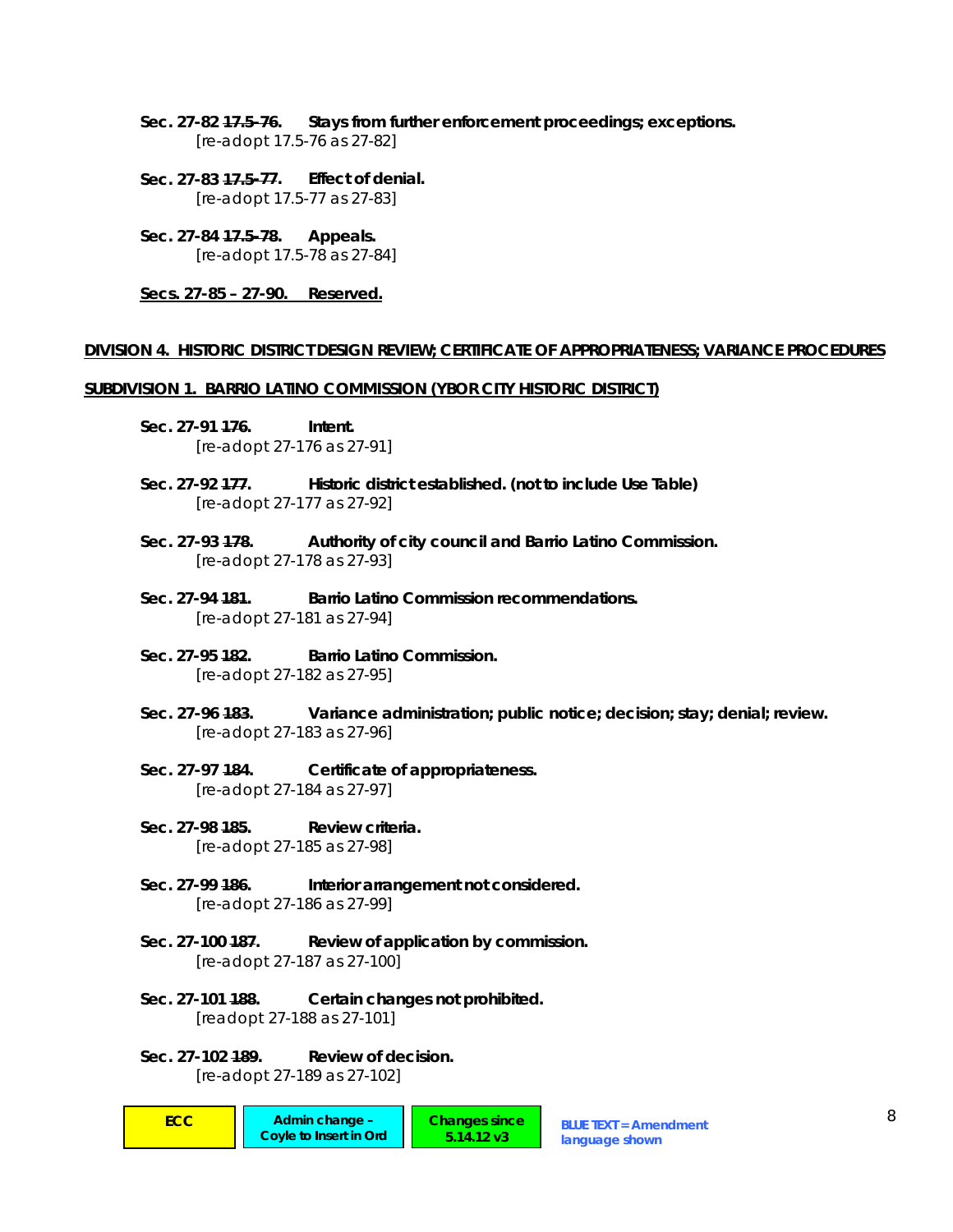**Sec. 27-82 ~~17.5-76~~. Stays from further enforcement proceedings; exceptions.**
*[re-adopt 17.5-76 as 27-82]*

**Sec. 27-83 ~~17.5-77~~. Effect of denial.**
*[re-adopt 17.5-77 as 27-83]*

**Sec. 27-84 ~~17.5-78~~. Appeals.**
*[re-adopt 17.5-78 as 27-84]*

**<u>Secs. 27-85 – 27-90. Reserved.</u>**

**<u>DIVISION 4. HISTORIC DISTRICT DESIGN REVIEW; CERTIFICATE OF APPROPRIATENESS; VARIANCE PROCEDURES</u>**

**<u>SUBDIVISION 1. BARRIO LATINO COMMISSION (YBOR CITY HISTORIC DISTRICT)</u>**

**Sec. 27-91 ~~176~~. Intent.**
*[re-adopt 27-176 as 27-91]*

**Sec. 27-92 ~~177~~. Historic district established. (not to include Use Table)**
*[re-adopt 27-177 as 27-92]*

**Sec. 27-93 ~~178~~. Authority of city council and Barrio Latino Commission.**
*[re-adopt 27-178 as 27-93]*

**Sec. 27-94 ~~181~~. Barrio Latino Commission recommendations.**
*[re-adopt 27-181 as 27-94]*

**Sec. 27-95 ~~182~~. Barrio Latino Commission.**
*[re-adopt 27-182 as 27-95]*

**Sec. 27-96 ~~183~~. Variance administration; public notice; decision; stay; denial; review.**
*[re-adopt 27-183 as 27-96]*

**Sec. 27-97 ~~184~~. Certificate of appropriateness.**
*[re-adopt 27-184 as 27-97]*

**Sec. 27-98 ~~185~~. Review criteria.**
*[re-adopt 27-185 as 27-98]*

**Sec. 27-99 ~~186~~. Interior arrangement not considered.**
*[re-adopt 27-186 as 27-99]*

**Sec. 27-100 ~~187~~. Review of application by commission.**
*[re-adopt 27-187 as 27-100]*

**Sec. 27-101 ~~188~~. Certain changes not prohibited.**
*[readopt 27-188 as 27-101]*

**Sec. 27-102 ~~189~~. Review of decision.**
*[re-adopt 27-189 as 27-102]*

| ECC | Admin change – Coyle to Insert in Ord | Changes since 5.14.12 v3 | BLUE TEXT = Amendment language shown |
|---|---|---|---|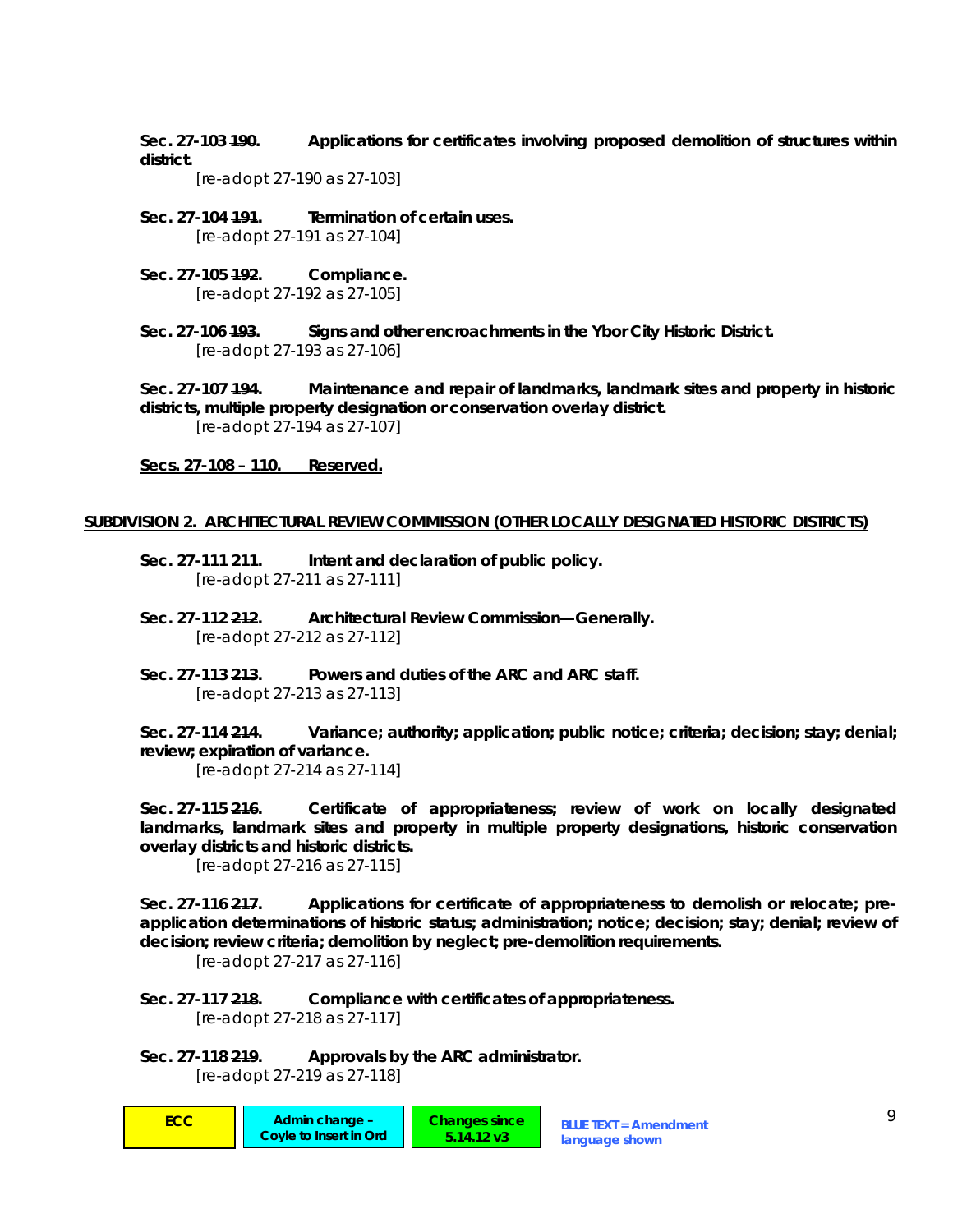**Sec. 27-103 ~~190~~. Applications for certificates involving proposed demolition of structures within district.**

*[re-adopt 27-190 as 27-103]*

**Sec. 27-104 ~~191~~. Termination of certain uses.**

*[re-adopt 27-191 as 27-104]*

**Sec. 27-105 ~~192~~. Compliance.**

*[re-adopt 27-192 as 27-105]*

**Sec. 27-106 ~~193~~. Signs and other encroachments in the Ybor City Historic District.**

*[re-adopt 27-193 as 27-106]*

**Sec. 27-107 ~~194~~. Maintenance and repair of landmarks, landmark sites and property in historic districts, multiple property designation or conservation overlay district.**

*[re-adopt 27-194 as 27-107]*

<u>**Secs. 27-108 – 110. Reserved.**</u>

<u>**SUBDIVISION 2. ARCHITECTURAL REVIEW COMMISSION (OTHER LOCALLY DESIGNATED HISTORIC DISTRICTS)**</u>

**Sec. 27-111 ~~211~~. Intent and declaration of public policy.**

*[re-adopt 27-211 as 27-111]*

**Sec. 27-112 ~~212~~. Architectural Review Commission—Generally.**

*[re-adopt 27-212 as 27-112]*

**Sec. 27-113 ~~213~~. Powers and duties of the ARC and ARC staff.**

*[re-adopt 27-213 as 27-113]*

**Sec. 27-114 ~~214~~. Variance; authority; application; public notice; criteria; decision; stay; denial; review; expiration of variance.**

*[re-adopt 27-214 as 27-114]*

**Sec. 27-115 ~~216~~. Certificate of appropriateness; review of work on locally designated landmarks, landmark sites and property in multiple property designations, historic conservation overlay districts and historic districts.**

*[re-adopt 27-216 as 27-115]*

**Sec. 27-116 ~~217~~. Applications for certificate of appropriateness to demolish or relocate; pre-application determinations of historic status; administration; notice; decision; stay; denial; review of decision; review criteria; demolition by neglect; pre-demolition requirements.**

*[re-adopt 27-217 as 27-116]*

**Sec. 27-117 ~~218~~. Compliance with certificates of appropriateness.**

*[re-adopt 27-218 as 27-117]*

**Sec. 27-118 ~~219~~. Approvals by the ARC administrator.**

*[re-adopt 27-219 as 27-118]*

| ECC | Admin change – Coyle to Insert in Ord | Changes since 5.14.12 v3 | BLUE TEXT = Amendment language shown |
|---|---|---|---|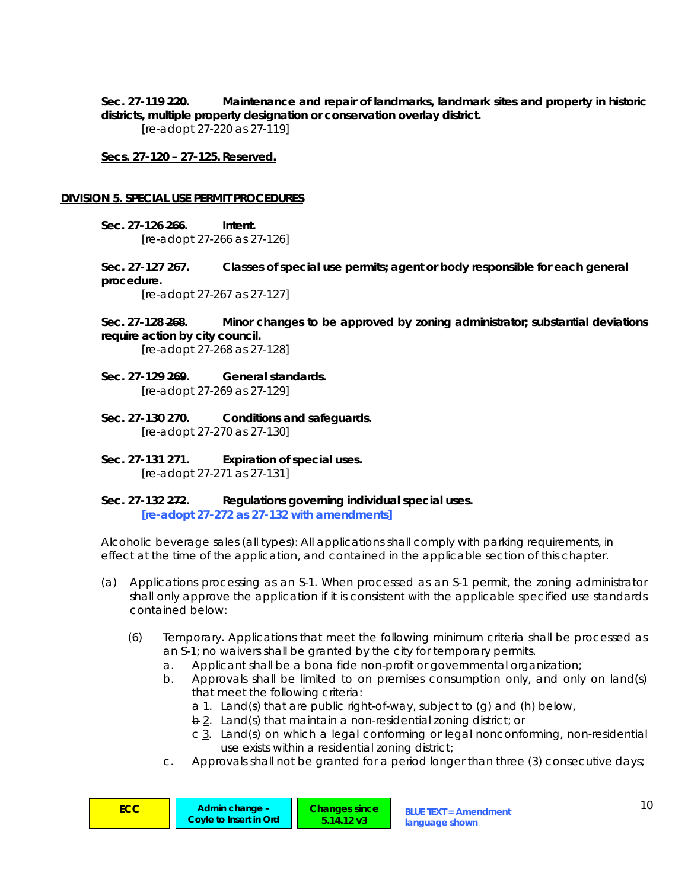**Sec. 27-119 ~~220~~. Maintenance and repair of landmarks, landmark sites and property in historic districts, multiple property designation or conservation overlay district.**

[re-adopt 27-220 as 27-119]

**Secs. 27-120 – 27-125. Reserved.**

**DIVISION 5. SPECIAL USE PERMIT PROCEDURES**

**Sec. 27-126 ~~266~~. Intent.**

[re-adopt 27-266 as 27-126]

**Sec. 27-127 ~~267~~. Classes of special use permits; agent or body responsible for each general procedure.**

[re-adopt 27-267 as 27-127]

**Sec. 27-128 ~~268~~. Minor changes to be approved by zoning administrator; substantial deviations require action by city council.**

[re-adopt 27-268 as 27-128]

**Sec. 27-129 ~~269~~. General standards.**

[re-adopt 27-269 as 27-129]

**Sec. 27-130 ~~270~~. Conditions and safeguards.**

[re-adopt 27-270 as 27-130]

**Sec. 27-131 ~~271~~. Expiration of special uses.**

[re-adopt 27-271 as 27-131]

**Sec. 27-132 ~~272~~. Regulations governing individual special uses.**

**[re-adopt 27-272 as 27-132 with amendments]**

Alcoholic beverage sales (all types): All applications shall comply with parking requirements, in effect at the time of the application, and contained in the applicable section of this chapter.

(a) Applications processing as an S-1. When processed as an S-1 permit, the zoning administrator shall only approve the application if it is consistent with the applicable specified use standards contained below:

(6) Temporary. Applications that meet the following minimum criteria shall be processed as an S-1; no waivers shall be granted by the city for temporary permits.

a. Applicant shall be a bona fide non-profit or governmental organization;

b. Approvals shall be limited to on premises consumption only, and only on land(s) that meet the following criteria:

~~a~~ 1. Land(s) that are public right-of-way, subject to (g) and (h) below,

~~b~~ 2. Land(s) that maintain a non-residential zoning district; or

~~c~~ 3. Land(s) on which a legal conforming or legal nonconforming, non-residential use exists within a residential zoning district;

c. Approvals shall not be granted for a period longer than three (3) consecutive days;

ECC | Admin change – Coyle to Insert in Ord | Changes since 5.14.12 v3 | BLUE TEXT = Amendment language shown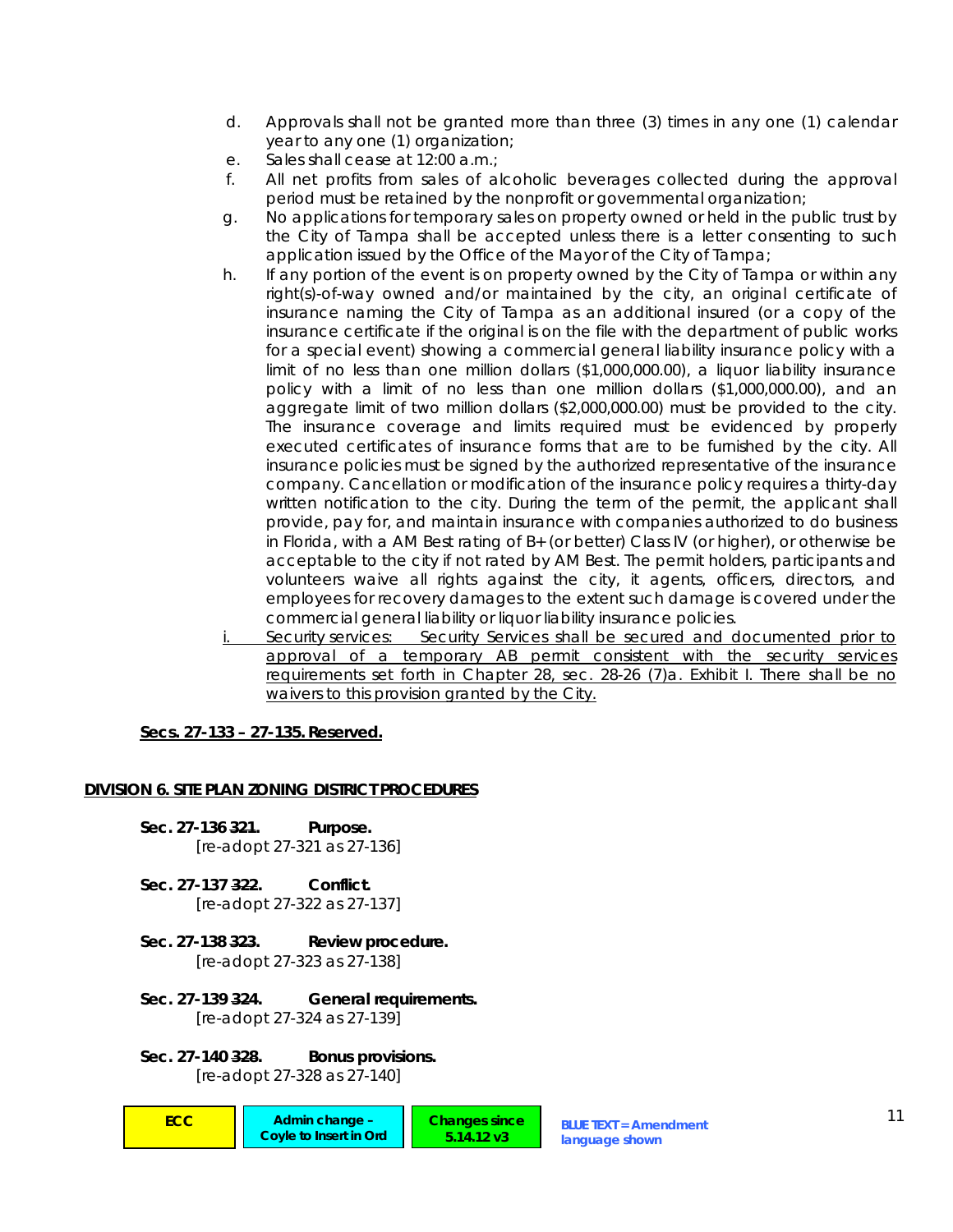d. Approvals shall not be granted more than three (3) times in any one (1) calendar year to any one (1) organization;

e. Sales shall cease at 12:00 a.m.;

f. All net profits from sales of alcoholic beverages collected during the approval period must be retained by the nonprofit or governmental organization;

g. No applications for temporary sales on property owned or held in the public trust by the City of Tampa shall be accepted unless there is a letter consenting to such application issued by the Office of the Mayor of the City of Tampa;

h. If any portion of the event is on property owned by the City of Tampa or within any right(s)-of-way owned and/or maintained by the city, an original certificate of insurance naming the City of Tampa as an additional insured (or a copy of the insurance certificate if the original is on the file with the department of public works for a special event) showing a commercial general liability insurance policy with a limit of no less than one million dollars ($1,000,000.00), a liquor liability insurance policy with a limit of no less than one million dollars ($1,000,000.00), and an aggregate limit of two million dollars ($2,000,000.00) must be provided to the city. The insurance coverage and limits required must be evidenced by properly executed certificates of insurance forms that are to be furnished by the city. All insurance policies must be signed by the authorized representative of the insurance company. Cancellation or modification of the insurance policy requires a thirty-day written notification to the city. During the term of the permit, the applicant shall provide, pay for, and maintain insurance with companies authorized to do business in Florida, with a AM Best rating of B+ (or better) Class IV (or higher), or otherwise be acceptable to the city if not rated by AM Best. The permit holders, participants and volunteers waive all rights against the city, it agents, officers, directors, and employees for recovery damages to the extent such damage is covered under the commercial general liability or liquor liability insurance policies.

i. Security services: Security Services shall be secured and documented prior to approval of a temporary AB permit consistent with the security services requirements set forth in Chapter 28, sec. 28-26 (7)a. Exhibit I. There shall be no waivers to this provision granted by the City.

**Secs. 27-133 – 27-135. Reserved.**

**DIVISION 6. SITE PLAN ZONING DISTRICT PROCEDURES**

**Sec. 27-136 ~~321~~. Purpose.**
[re-adopt 27-321 as 27-136]

**Sec. 27-137 ~~322~~. Conflict.**
[re-adopt 27-322 as 27-137]

**Sec. 27-138 ~~323~~. Review procedure.**
[re-adopt 27-323 as 27-138]

**Sec. 27-139 ~~324~~. General requirements.**
[re-adopt 27-324 as 27-139]

**Sec. 27-140 ~~328~~. Bonus provisions.**
[re-adopt 27-328 as 27-140]

ECC | Admin change – Coyle to Insert in Ord | Changes since 5.14.12 v3 | BLUE TEXT = Amendment language shown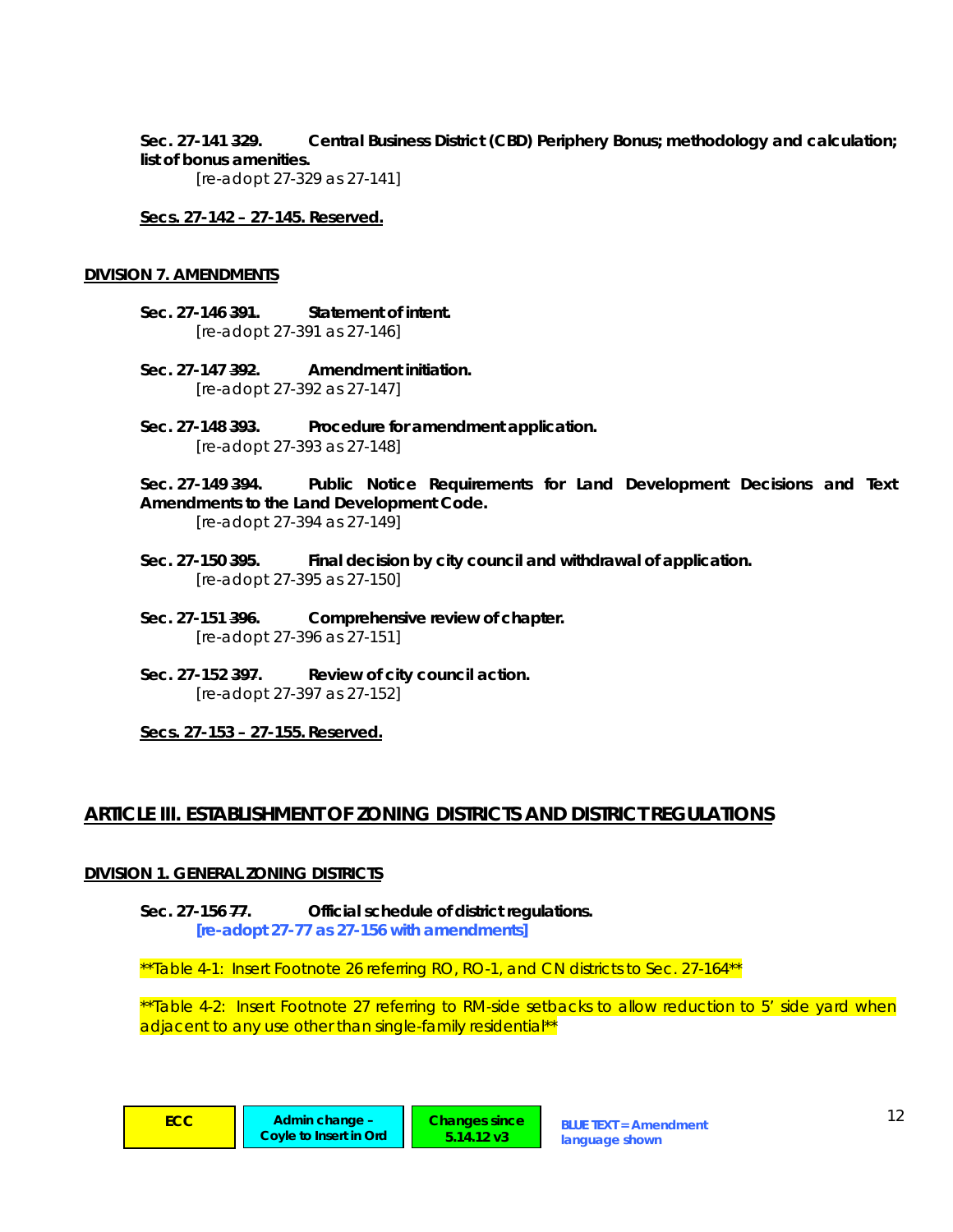**Sec. 27-141 ~~329~~. Central Business District (CBD) Periphery Bonus; methodology and calculation; list of bonus amenities.**

*[re-adopt 27-329 as 27-141]*

**Secs. 27-142 – 27-145. Reserved.**

## DIVISION 7. AMENDMENTS

**Sec. 27-146 ~~391~~. Statement of intent.**

*[re-adopt 27-391 as 27-146]*

**Sec. 27-147 ~~392~~. Amendment initiation.**

*[re-adopt 27-392 as 27-147]*

**Sec. 27-148 ~~393~~. Procedure for amendment application.**

*[re-adopt 27-393 as 27-148]*

**Sec. 27-149 ~~394~~. Public Notice Requirements for Land Development Decisions and Text Amendments to the Land Development Code.**

*[re-adopt 27-394 as 27-149]*

**Sec. 27-150 ~~395~~. Final decision by city council and withdrawal of application.**

*[re-adopt 27-395 as 27-150]*

**Sec. 27-151 ~~396~~. Comprehensive review of chapter.**

*[re-adopt 27-396 as 27-151]*

**Sec. 27-152 ~~397~~. Review of city council action.**

*[re-adopt 27-397 as 27-152]*

**Secs. 27-153 – 27-155. Reserved.**

# ARTICLE III. ESTABLISHMENT OF ZONING DISTRICTS AND DISTRICT REGULATIONS

## DIVISION 1. GENERAL ZONING DISTRICTS

**Sec. 27-156 ~~77~~. Official schedule of district regulations.**

***[re-adopt 27-77 as 27-156 with amendments]***

*\*\*Table 4-1: Insert Footnote 26 referring RO, RO-1, and CN districts to Sec. 27-164\*\**

*\*\*Table 4-2: Insert Footnote 27 referring to RM-side setbacks to allow reduction to 5' side yard when adjacent to any use other than single-family residential\*\**

| ECC | Admin change – Coyle to Insert in Ord | Changes since 5.14.12 v3 | BLUE TEXT = Amendment language shown |
|---|---|---|---|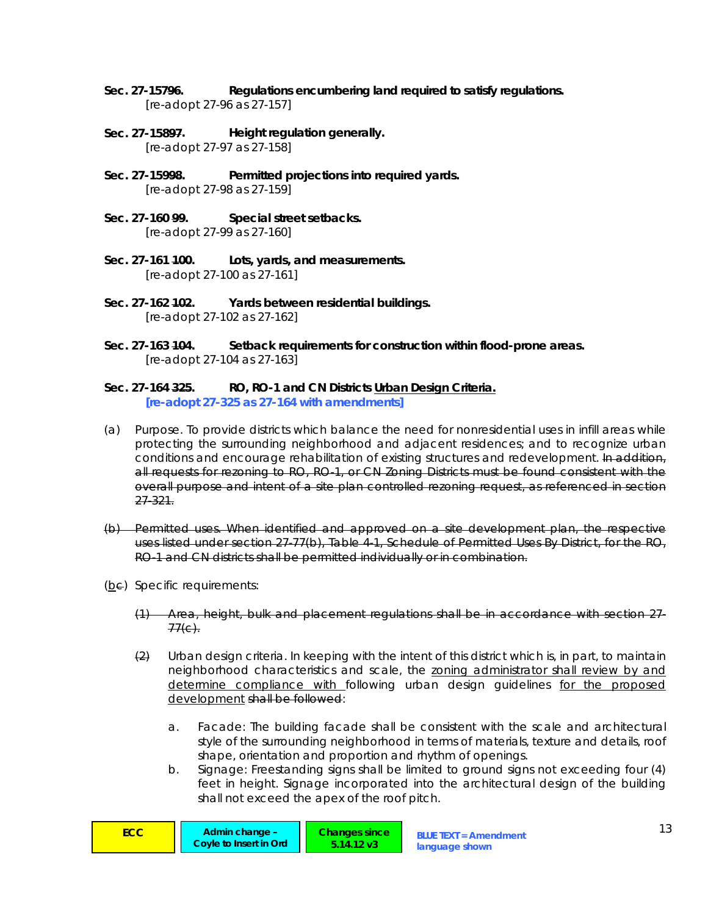**Sec. 27-157~~96~~. Regulations encumbering land required to satisfy regulations.**
[re-adopt 27-96 as 27-157]

**Sec. 27-158~~97~~. Height regulation generally.**
[re-adopt 27-97 as 27-158]

**Sec. 27-159~~98~~. Permitted projections into required yards.**
[re-adopt 27-98 as 27-159]

**Sec. 27-160 ~~99~~. Special street setbacks.**
[re-adopt 27-99 as 27-160]

**Sec. 27-161 ~~100~~. Lots, yards, and measurements.**
[re-adopt 27-100 as 27-161]

**Sec. 27-162 ~~102~~. Yards between residential buildings.**
[re-adopt 27-102 as 27-162]

**Sec. 27-163 ~~104~~. Setback requirements for construction within flood-prone areas.**
[re-adopt 27-104 as 27-163]

**Sec. 27-164 ~~325~~. RO, RO-1 and CN Districts <u>Urban Design Criteria.</u>**
**[re-adopt 27-325 as 27-164 with amendments]**

(a) Purpose. To provide districts which balance the need for nonresidential uses in infill areas while protecting the surrounding neighborhood and adjacent residences; and to recognize urban conditions and encourage rehabilitation of existing structures and redevelopment. ~~In addition, all requests for rezoning to RO, RO-1, or CN Zoning Districts must be found consistent with the overall purpose and intent of a site plan controlled rezoning request, as referenced in section 27-321.~~

~~(b) Permitted uses. When identified and approved on a site development plan, the respective uses listed under section 27-77(b), Table 4-1, Schedule of Permitted Uses By District, for the RO, RO-1 and CN districts shall be permitted individually or in combination.~~

(<u>b</u>~~c~~) Specific requirements:

~~(1) Area, height, bulk and placement regulations shall be in accordance with section 27-77(c).~~

~~(2)~~ Urban design criteria. In keeping with the intent of this district which is, in part, to maintain neighborhood characteristics and scale, the <u>zoning administrator shall review by and determine compliance with</u> following urban design guidelines <u>for the proposed development</u> ~~shall be followed~~:

a. Facade: The building facade shall be consistent with the scale and architectural style of the surrounding neighborhood in terms of materials, texture and details, roof shape, orientation and proportion and rhythm of openings.

b. Signage: Freestanding signs shall be limited to ground signs not exceeding four (4) feet in height. Signage incorporated into the architectural design of the building shall not exceed the apex of the roof pitch.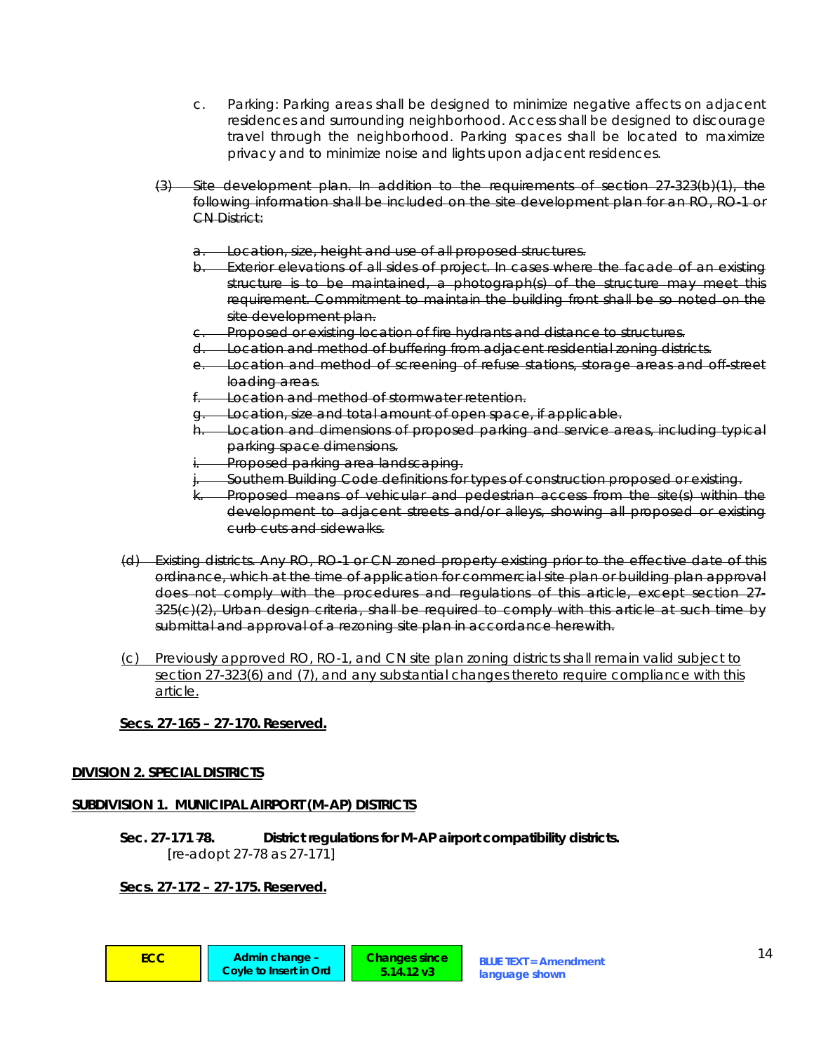c. Parking: Parking areas shall be designed to minimize negative affects on adjacent residences and surrounding neighborhood. Access shall be designed to discourage travel through the neighborhood. Parking spaces shall be located to maximize privacy and to minimize noise and lights upon adjacent residences.

~~(3) Site development plan. In addition to the requirements of section 27-323(b)(1), the following information shall be included on the site development plan for an RO, RO-1 or CN District:~~

~~a. Location, size, height and use of all proposed structures.~~
~~b. Exterior elevations of all sides of project. In cases where the facade of an existing structure is to be maintained, a photograph(s) of the structure may meet this requirement. Commitment to maintain the building front shall be so noted on the site development plan.~~
~~c. Proposed or existing location of fire hydrants and distance to structures.~~
~~d. Location and method of buffering from adjacent residential zoning districts.~~
~~e. Location and method of screening of refuse stations, storage areas and off-street loading areas.~~
~~f. Location and method of stormwater retention.~~
~~g. Location, size and total amount of open space, if applicable.~~
~~h. Location and dimensions of proposed parking and service areas, including typical parking space dimensions.~~
~~i. Proposed parking area landscaping.~~
~~j. Southern Building Code definitions for types of construction proposed or existing.~~
~~k. Proposed means of vehicular and pedestrian access from the site(s) within the development to adjacent streets and/or alleys, showing all proposed or existing curb cuts and sidewalks.~~

~~(d) Existing districts. Any RO, RO-1 or CN zoned property existing prior to the effective date of this ordinance, which at the time of application for commercial site plan or building plan approval does not comply with the procedures and regulations of this article, except section 27-325(c)(2), Urban design criteria, shall be required to comply with this article at such time by submittal and approval of a rezoning site plan in accordance herewith.~~

<u>(c) Previously approved RO, RO-1, and CN site plan zoning districts shall remain valid subject to section 27-323(6) and (7), and any substantial changes thereto require compliance with this article.</u>

<u>**Secs. 27-165 – 27-170. Reserved.**</u>

<u>**DIVISION 2. SPECIAL DISTRICTS**</u>

<u>**SUBDIVISION 1. MUNICIPAL AIRPORT (M-AP) DISTRICTS**</u>

**Sec. 27-171 ~~78~~. District regulations for M-AP airport compatibility districts.**
*[re-adopt 27-78 as 27-171]*

<u>**Secs. 27-172 – 27-175. Reserved.**</u>

ECC | Admin change – Coyle to Insert in Ord | Changes since 5.14.12 v3 | BLUE TEXT = Amendment language shown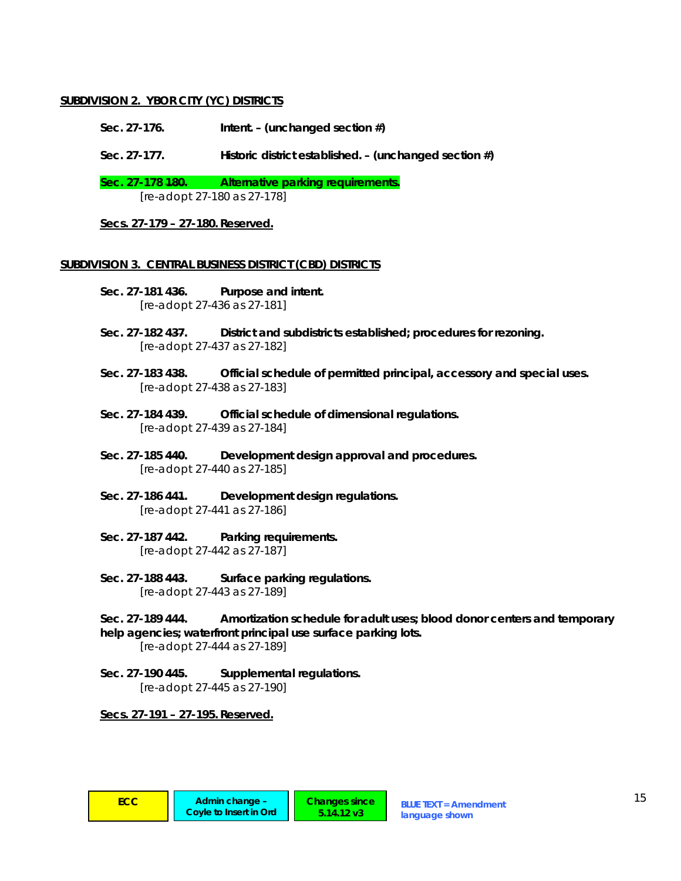**SUBDIVISION 2. YBOR CITY (YC) DISTRICTS**

**Sec. 27-176. Intent. – (unchanged section #)**

**Sec. 27-177. Historic district established. – (unchanged section #)**

**Sec. 27-178 180. Alternative parking requirements.**
*[re-adopt 27-180 as 27-178]*

**Secs. 27-179 – 27-180. Reserved.**

**SUBDIVISION 3. CENTRAL BUSINESS DISTRICT (CBD) DISTRICTS**

**Sec. 27-181 436. Purpose and intent.**
*[re-adopt 27-436 as 27-181]*

**Sec. 27-182 437. District and subdistricts established; procedures for rezoning.**
*[re-adopt 27-437 as 27-182]*

**Sec. 27-183 438. Official schedule of permitted principal, accessory and special uses.**
*[re-adopt 27-438 as 27-183]*

**Sec. 27-184 439. Official schedule of dimensional regulations.**
*[re-adopt 27-439 as 27-184]*

**Sec. 27-185 440. Development design approval and procedures.**
*[re-adopt 27-440 as 27-185]*

**Sec. 27-186 441. Development design regulations.**
*[re-adopt 27-441 as 27-186]*

**Sec. 27-187 442. Parking requirements.**
*[re-adopt 27-442 as 27-187]*

**Sec. 27-188 443. Surface parking regulations.**
*[re-adopt 27-443 as 27-189]*

**Sec. 27-189 444. Amortization schedule for adult uses; blood donor centers and temporary help agencies; waterfront principal use surface parking lots.**
*[re-adopt 27-444 as 27-189]*

**Sec. 27-190 445. Supplemental regulations.**
*[re-adopt 27-445 as 27-190]*

**Secs. 27-191 – 27-195. Reserved.**

ECC | Admin change – Coyle to Insert in Ord | Changes since 5.14.12 v3 | BLUE TEXT = Amendment language shown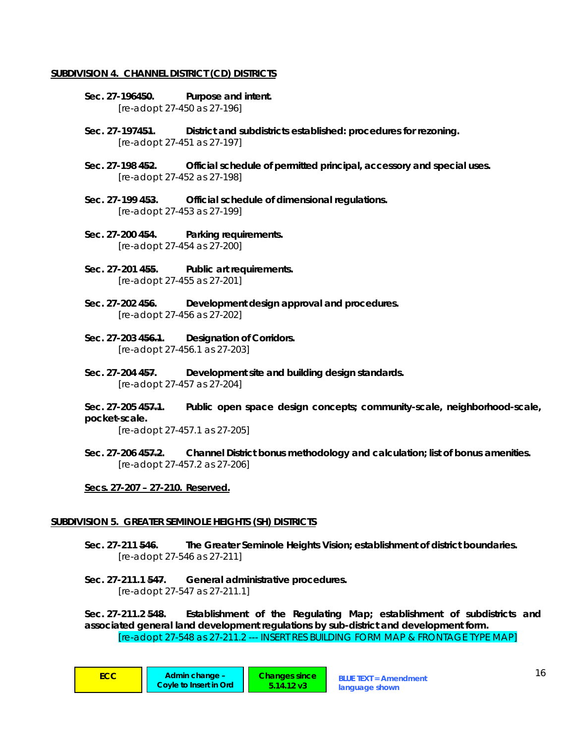**SUBDIVISION 4. CHANNEL DISTRICT (CD) DISTRICTS**

**Sec. 27-196~~450~~. Purpose and intent.**
*[re-adopt 27-450 as 27-196]*

**Sec. 27-197~~451~~. District and subdistricts established: procedures for rezoning.**
*[re-adopt 27-451 as 27-197]*

**Sec. 27-198 ~~452~~. Official schedule of permitted principal, accessory and special uses.**
*[re-adopt 27-452 as 27-198]*

**Sec. 27-199 ~~453~~. Official schedule of dimensional regulations.**
*[re-adopt 27-453 as 27-199]*

**Sec. 27-200 ~~454~~. Parking requirements.**
*[re-adopt 27-454 as 27-200]*

**Sec. 27-201 ~~455~~. Public art requirements.**
*[re-adopt 27-455 as 27-201]*

**Sec. 27-202 ~~456~~. Development design approval and procedures.**
*[re-adopt 27-456 as 27-202]*

**Sec. 27-203 ~~456.1~~. Designation of Corridors.**
*[re-adopt 27-456.1 as 27-203]*

**Sec. 27-204 ~~457~~. Development site and building design standards.**
*[re-adopt 27-457 as 27-204]*

**Sec. 27-205 ~~457.1~~. Public open space design concepts; community-scale, neighborhood-scale, pocket-scale.**
*[re-adopt 27-457.1 as 27-205]*

**Sec. 27-206 ~~457.2~~. Channel District bonus methodology and calculation; list of bonus amenities.**
*[re-adopt 27-457.2 as 27-206]*

**Secs. 27-207 – 27-210. Reserved.**

**SUBDIVISION 5. GREATER SEMINOLE HEIGHTS (SH) DISTRICTS**

**Sec. 27-211 ~~546~~. The Greater Seminole Heights Vision; establishment of district boundaries.**
*[re-adopt 27-546 as 27-211]*

**Sec. 27-211.1 ~~547~~. General administrative procedures.**
*[re-adopt 27-547 as 27-211.1]*

**Sec. 27-211.2 ~~548~~. Establishment of the Regulating Map; establishment of subdistricts and associated general land development regulations by sub-district and development form.**
*[re-adopt 27-548 as 27-211.2 --- INSERT RES BUILDING FORM MAP & FRONTAGE TYPE MAP]*

| ECC | Admin change – Coyle to Insert in Ord | Changes since 5.14.12 v3 | BLUE TEXT = Amendment language shown |
| --- | --- | --- | --- |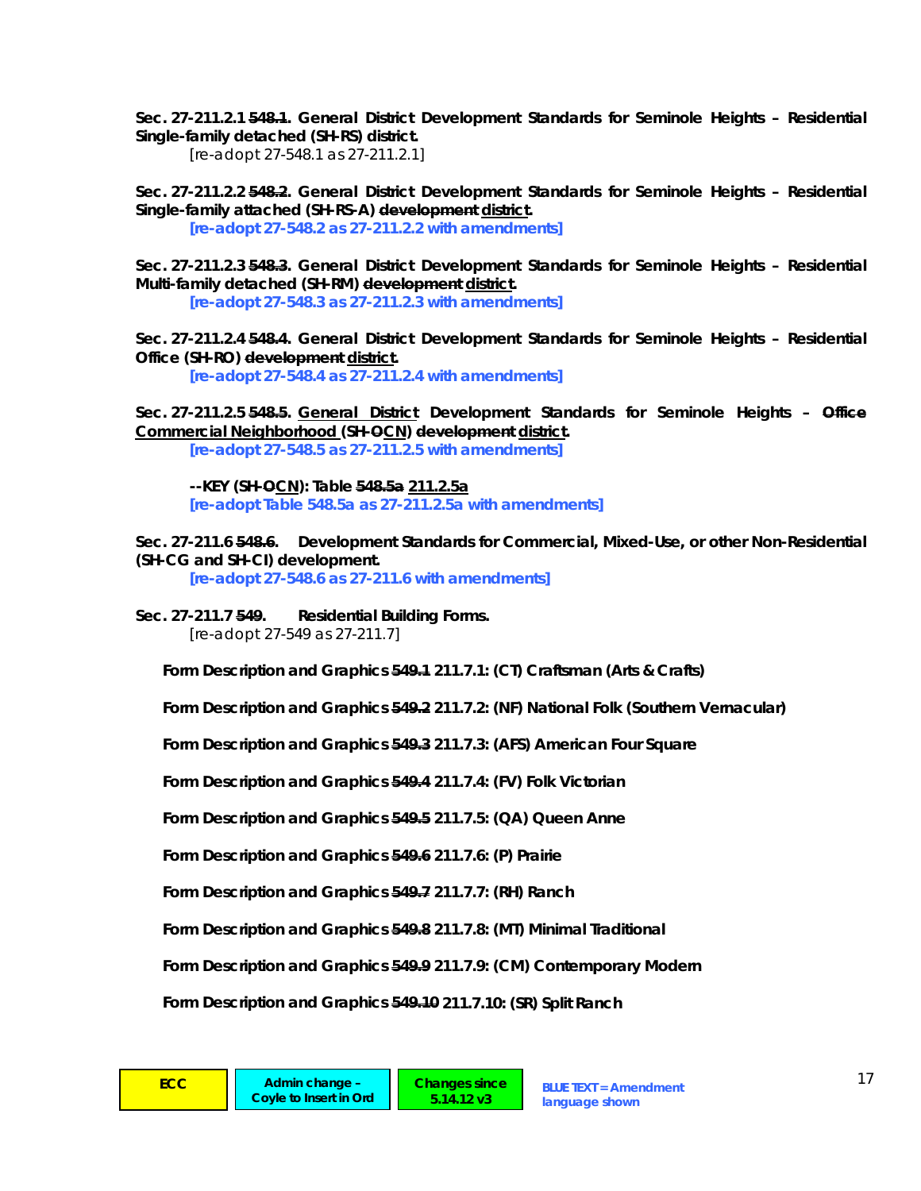**Sec. 27-211.2.1 ~~548.1~~. General District Development Standards for Seminole Heights – Residential Single-family detached (SH-RS) district.**

[re-adopt 27-548.1 as 27-211.2.1]

**Sec. 27-211.2.2 ~~548.2~~. General District Development Standards for Seminole Heights – Residential Single-family attached (SH-RS-A) ~~development~~ district.**

**[re-adopt 27-548.2 as 27-211.2.2 with amendments]**

**Sec. 27-211.2.3 ~~548.3~~. General District Development Standards for Seminole Heights – Residential Multi-family detached (SH-RM) ~~development~~ district.**

**[re-adopt 27-548.3 as 27-211.2.3 with amendments]**

**Sec. 27-211.2.4 ~~548.4~~. General District Development Standards for Seminole Heights – Residential Office (SH-RO) ~~development~~ district.**

**[re-adopt 27-548.4 as 27-211.2.4 with amendments]**

**Sec. 27-211.2.5 ~~548.5~~. General District Development Standards for Seminole Heights – ~~Office~~ Commercial Neighborhood (SH-~~O~~CN) ~~development~~ district.**

**[re-adopt 27-548.5 as 27-211.2.5 with amendments]**

**--KEY (SH-~~O~~CN): Table ~~548.5a~~ 211.2.5a**

**[re-adopt Table 548.5a as 27-211.2.5a with amendments]**

**Sec. 27-211.6 ~~548.6~~. Development Standards for Commercial, Mixed-Use, or other Non-Residential (SH-CG and SH-CI) development.**

**[re-adopt 27-548.6 as 27-211.6 with amendments]**

**Sec. 27-211.7 ~~549~~. Residential Building Forms.**

[re-adopt 27-549 as 27-211.7]

**Form Description and Graphics ~~549.1~~ 211.7.1: (CT) Craftsman (Arts & Crafts)**

**Form Description and Graphics ~~549.2~~ 211.7.2: (NF) National Folk (Southern Vernacular)**

**Form Description and Graphics ~~549.3~~ 211.7.3: (AFS) American Four Square**

**Form Description and Graphics ~~549.4~~ 211.7.4: (FV) Folk Victorian**

**Form Description and Graphics ~~549.5~~ 211.7.5: (QA) Queen Anne**

**Form Description and Graphics ~~549.6~~ 211.7.6: (P) Prairie**

**Form Description and Graphics ~~549.7~~ 211.7.7: (RH) Ranch**

**Form Description and Graphics ~~549.8~~ 211.7.8: (MT) Minimal Traditional**

**Form Description and Graphics ~~549.9~~ 211.7.9: (CM) Contemporary Modern**

**Form Description and Graphics ~~549.10~~ 211.7.10: (SR) Split Ranch**

ECC | Admin change – Coyle to Insert in Ord | Changes since 5.14.12 v3 | BLUE TEXT = Amendment language shown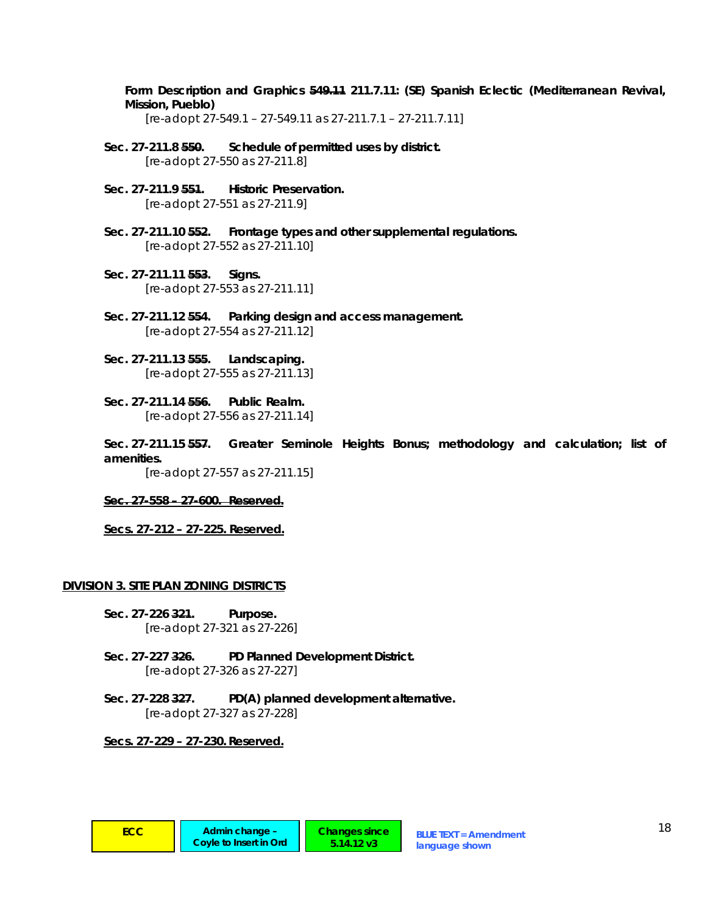**Form Description and Graphics ~~549.11~~ 211.7.11: (SE) Spanish Eclectic (Mediterranean Revival, Mission, Pueblo)**

*[re-adopt 27-549.1 – 27-549.11 as 27-211.7.1 – 27-211.7.11]*

**Sec. 27-211.8 ~~550~~. Schedule of permitted uses by district.**

*[re-adopt 27-550 as 27-211.8]*

**Sec. 27-211.9 ~~551~~. Historic Preservation.**

*[re-adopt 27-551 as 27-211.9]*

**Sec. 27-211.10 ~~552~~. Frontage types and other supplemental regulations.**

*[re-adopt 27-552 as 27-211.10]*

**Sec. 27-211.11 ~~553~~. Signs.**

*[re-adopt 27-553 as 27-211.11]*

**Sec. 27-211.12 ~~554~~. Parking design and access management.**

*[re-adopt 27-554 as 27-211.12]*

**Sec. 27-211.13 ~~555~~. Landscaping.**

*[re-adopt 27-555 as 27-211.13]*

**Sec. 27-211.14 ~~556~~. Public Realm.**

*[re-adopt 27-556 as 27-211.14]*

**Sec. 27-211.15 ~~557~~. Greater Seminole Heights Bonus; methodology and calculation; list of amenities.**

*[re-adopt 27-557 as 27-211.15]*

**~~Sec. 27-558 – 27-600. Reserved.~~**

**<u>Secs. 27-212 – 27-225. Reserved.</u>**

**<u>DIVISION 3. SITE PLAN ZONING DISTRICTS</u>**

**Sec. 27-226 ~~321~~. Purpose.**

*[re-adopt 27-321 as 27-226]*

**Sec. 27-227 ~~326~~. PD Planned Development District.**

*[re-adopt 27-326 as 27-227]*

**Sec. 27-228 ~~327~~. PD(A) planned development alternative.**

*[re-adopt 27-327 as 27-228]*

**<u>Secs. 27-229 – 27-230. Reserved.</u>**

ECC | Admin change – Coyle to Insert in Ord | Changes since 5.14.12 v3 | BLUE TEXT = Amendment language shown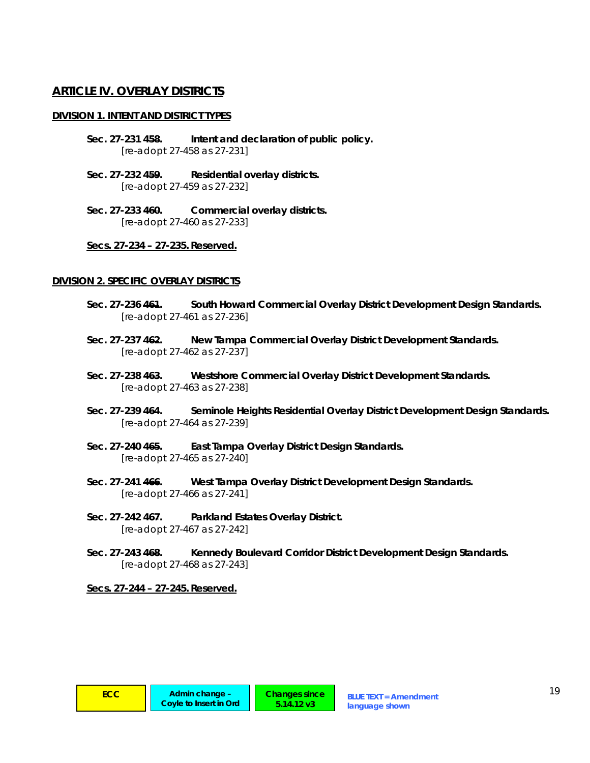## ARTICLE IV. OVERLAY DISTRICTS

### DIVISION 1. INTENT AND DISTRICT TYPES

**Sec. 27-231 ~~458~~. Intent and declaration of public policy.**
*[re-adopt 27-458 as 27-231]*

**Sec. 27-232 ~~459~~. Residential overlay districts.**
*[re-adopt 27-459 as 27-232]*

**Sec. 27-233 ~~460~~. Commercial overlay districts.**
*[re-adopt 27-460 as 27-233]*

**Secs. 27-234 – 27-235. Reserved.**

### DIVISION 2. SPECIFIC OVERLAY DISTRICTS

**Sec. 27-236 ~~461~~. South Howard Commercial Overlay District Development Design Standards.**
*[re-adopt 27-461 as 27-236]*

**Sec. 27-237 ~~462~~. New Tampa Commercial Overlay District Development Standards.**
*[re-adopt 27-462 as 27-237]*

**Sec. 27-238 ~~463~~. Westshore Commercial Overlay District Development Standards.**
*[re-adopt 27-463 as 27-238]*

**Sec. 27-239 ~~464~~. Seminole Heights Residential Overlay District Development Design Standards.**
*[re-adopt 27-464 as 27-239]*

**Sec. 27-240 ~~465~~. East Tampa Overlay District Design Standards.**
*[re-adopt 27-465 as 27-240]*

**Sec. 27-241 ~~466~~. West Tampa Overlay District Development Design Standards.**
*[re-adopt 27-466 as 27-241]*

**Sec. 27-242 ~~467~~. Parkland Estates Overlay District.**
*[re-adopt 27-467 as 27-242]*

**Sec. 27-243 ~~468~~. Kennedy Boulevard Corridor District Development Design Standards.**
*[re-adopt 27-468 as 27-243]*

**Secs. 27-244 – 27-245. Reserved.**

ECC | Admin change – Coyle to Insert in Ord | Changes since 5.14.12 v3 | BLUE TEXT = Amendment language shown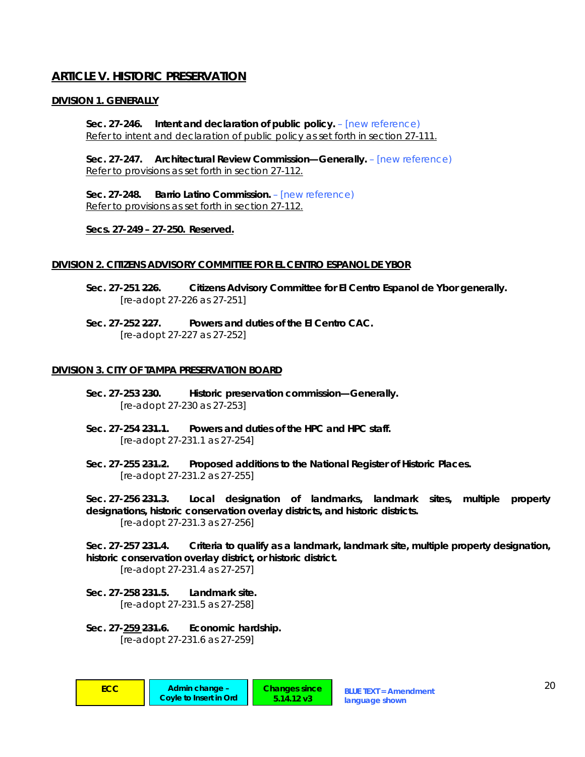## ARTICLE V. HISTORIC PRESERVATION

### DIVISION 1. GENERALLY

**Sec. 27-246. Intent and declaration of public policy.** – [new reference]
Refer to intent and declaration of public policy as set forth in section 27-111.

**Sec. 27-247. Architectural Review Commission—Generally.** – [new reference]
Refer to provisions as set forth in section 27-112.

**Sec. 27-248. Barrio Latino Commission.** – [new reference]
Refer to provisions as set forth in section 27-112.

**Secs. 27-249 – 27-250. Reserved.**

### DIVISION 2. CITIZENS ADVISORY COMMITTEE FOR EL CENTRO ESPANOL DE YBOR

**Sec. 27-251 ~~226~~. Citizens Advisory Committee for El Centro Espanol de Ybor generally.**
*[re-adopt 27-226 as 27-251]*

**Sec. 27-252 ~~227~~. Powers and duties of the El Centro CAC.**
*[re-adopt 27-227 as 27-252]*

### DIVISION 3. CITY OF TAMPA PRESERVATION BOARD

**Sec. 27-253 ~~230~~. Historic preservation commission—Generally.**
*[re-adopt 27-230 as 27-253]*

**Sec. 27-254 ~~231.1~~. Powers and duties of the HPC and HPC staff.**
*[re-adopt 27-231.1 as 27-254]*

**Sec. 27-255 ~~231.2~~. Proposed additions to the National Register of Historic Places.**
*[re-adopt 27-231.2 as 27-255]*

**Sec. 27-256 ~~231.3~~. Local designation of landmarks, landmark sites, multiple property designations, historic conservation overlay districts, and historic districts.**
*[re-adopt 27-231.3 as 27-256]*

**Sec. 27-257 ~~231.4~~. Criteria to qualify as a landmark, landmark site, multiple property designation, historic conservation overlay district, or historic district.**
*[re-adopt 27-231.4 as 27-257]*

**Sec. 27-258 ~~231.5~~. Landmark site.**
*[re-adopt 27-231.5 as 27-258]*

**Sec. 27-259 ~~231.6~~. Economic hardship.**
*[re-adopt 27-231.6 as 27-259]*

| ECC | Admin change – Coyle to Insert in Ord | Changes since 5.14.12 v3 | BLUE TEXT = Amendment language shown |
|---|---|---|---|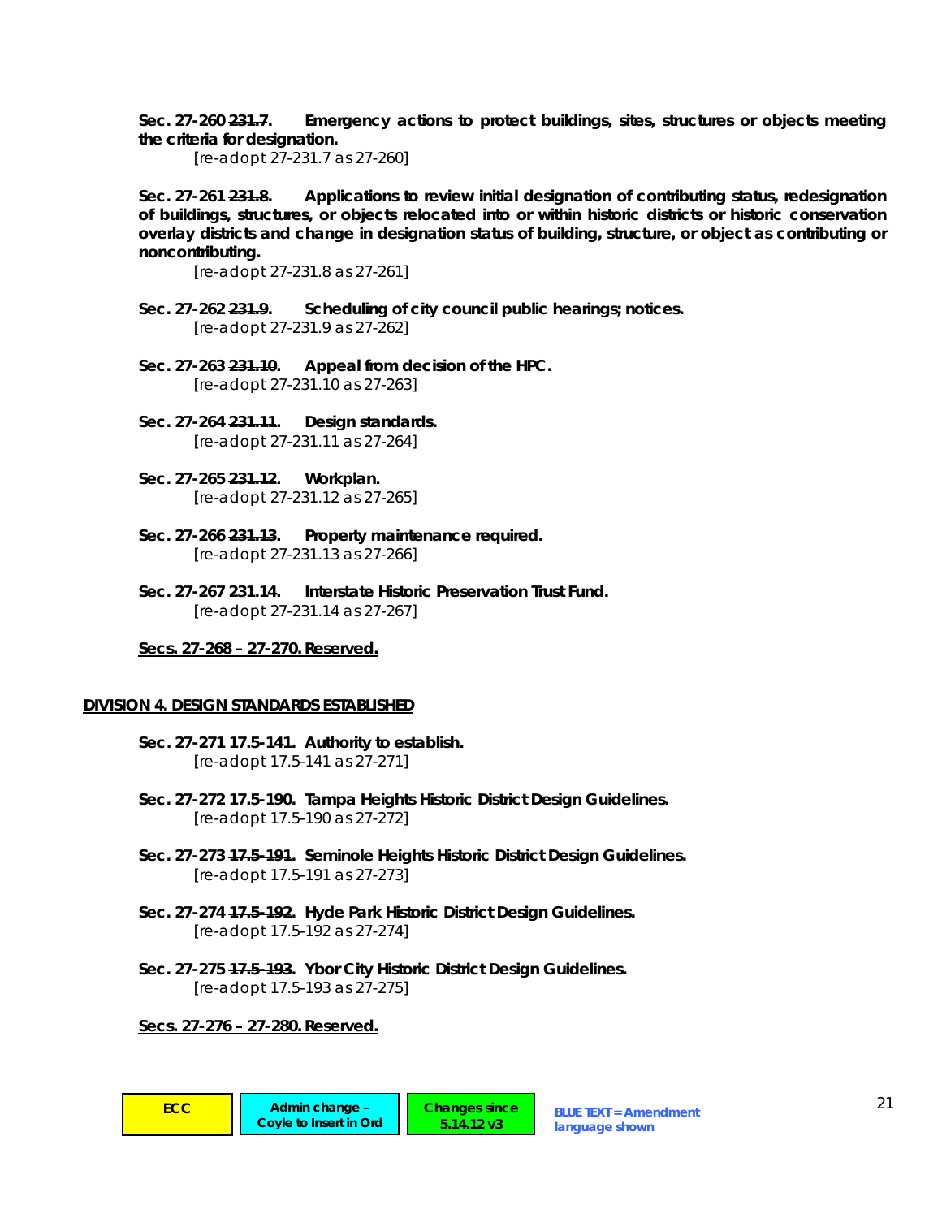**Sec. 27-260 ~~231.7~~. Emergency actions to protect buildings, sites, structures or objects meeting the criteria for designation.**

*[re-adopt 27-231.7 as 27-260]*

**Sec. 27-261 ~~231.8~~. Applications to review initial designation of contributing status, redesignation of buildings, structures, or objects relocated into or within historic districts or historic conservation overlay districts and change in designation status of building, structure, or object as contributing or noncontributing.**

*[re-adopt 27-231.8 as 27-261]*

**Sec. 27-262 ~~231.9~~. Scheduling of city council public hearings; notices.**

*[re-adopt 27-231.9 as 27-262]*

**Sec. 27-263 ~~231.10~~. Appeal from decision of the HPC.**

*[re-adopt 27-231.10 as 27-263]*

**Sec. 27-264 ~~231.11~~. Design standards.**

*[re-adopt 27-231.11 as 27-264]*

**Sec. 27-265 ~~231.12~~. Workplan.**

*[re-adopt 27-231.12 as 27-265]*

**Sec. 27-266 ~~231.13~~. Property maintenance required.**

*[re-adopt 27-231.13 as 27-266]*

**Sec. 27-267 ~~231.14~~. Interstate Historic Preservation Trust Fund.**

*[re-adopt 27-231.14 as 27-267]*

**<u>Secs. 27-268 – 27-270. Reserved.</u>**

**<u>DIVISION 4. DESIGN STANDARDS ESTABLISHED</u>**

**Sec. 27-271 ~~17.5-141~~. Authority to establish.**

*[re-adopt 17.5-141 as 27-271]*

**Sec. 27-272 ~~17.5-190~~. Tampa Heights Historic District Design Guidelines.**

*[re-adopt 17.5-190 as 27-272]*

**Sec. 27-273 ~~17.5-191~~. Seminole Heights Historic District Design Guidelines.**

*[re-adopt 17.5-191 as 27-273]*

**Sec. 27-274 ~~17.5-192~~. Hyde Park Historic District Design Guidelines.**

*[re-adopt 17.5-192 as 27-274]*

**Sec. 27-275 ~~17.5-193~~. Ybor City Historic District Design Guidelines.**

*[re-adopt 17.5-193 as 27-275]*

**<u>Secs. 27-276 – 27-280. Reserved.</u>**

| ECC | Admin change – Coyle to Insert in Ord | Changes since 5.14.12 v3 | BLUE TEXT = Amendment language shown |
|---|---|---|---|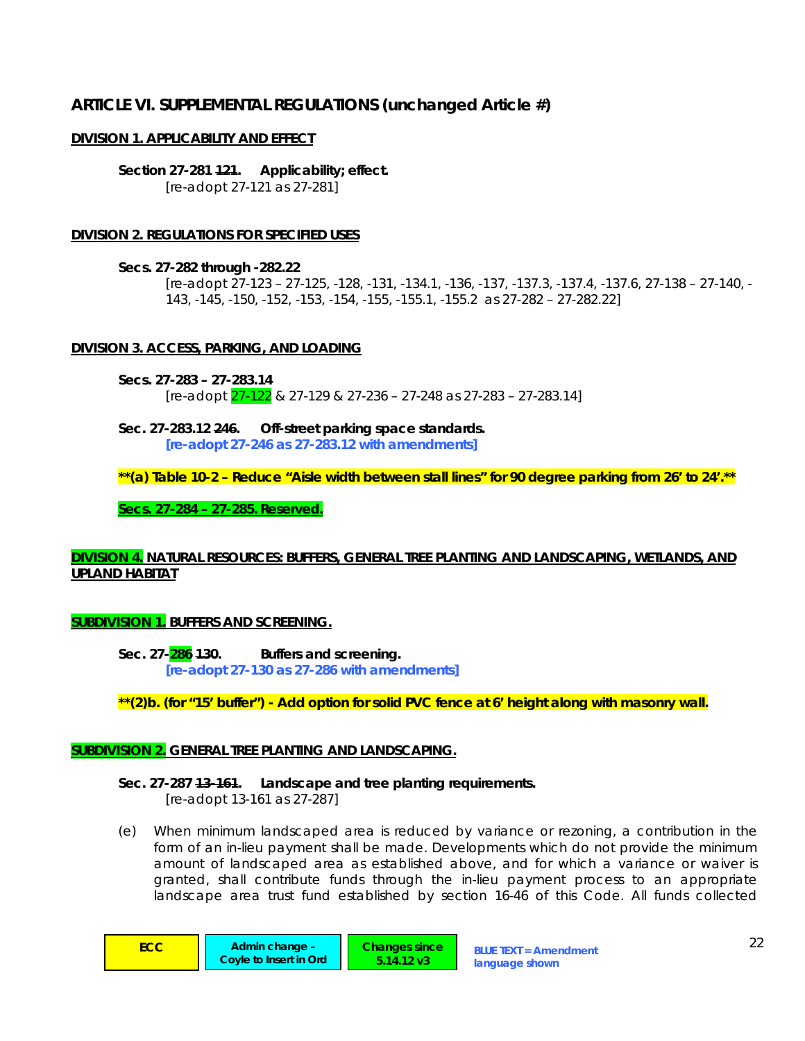## ARTICLE VI. SUPPLEMENTAL REGULATIONS (unchanged Article #)

### DIVISION 1. APPLICABILITY AND EFFECT

**Section 27-281 ~~121~~. Applicability; effect.**
[re-adopt 27-121 as 27-281]

### DIVISION 2. REGULATIONS FOR SPECIFIED USES

**Secs. 27-282 through -282.22**
[re-adopt 27-123 – 27-125, -128, -131, -134.1, -136, -137, -137.3, -137.4, -137.6, 27-138 – 27-140, -143, -145, -150, -152, -153, -154, -155, -155.1, -155.2 as 27-282 – 27-282.22]

### DIVISION 3. ACCESS, PARKING, AND LOADING

**Secs. 27-283 – 27-283.14**
[re-adopt 27-122 & 27-129 & 27-236 – 27-248 as 27-283 – 27-283.14]

**Sec. 27-283.12 ~~246~~. Off-street parking space standards.**
**[re-adopt 27-246 as 27-283.12 with amendments]**

**\*\*(a) Table 10-2 – Reduce "Aisle width between stall lines" for 90 degree parking from 26' to 24'.\*\***

**Secs. 27-284 – 27-285. Reserved.**

### DIVISION 4. NATURAL RESOURCES: BUFFERS, GENERAL TREE PLANTING AND LANDSCAPING, WETLANDS, AND UPLAND HABITAT

### SUBDIVISION 1. BUFFERS AND SCREENING.

**Sec. 27-286 ~~130~~. Buffers and screening.**
**[re-adopt 27-130 as 27-286 with amendments]**

**\*\*(2)b. (for "15' buffer") - Add option for solid PVC fence at 6' height along with masonry wall.**

### SUBDIVISION 2. GENERAL TREE PLANTING AND LANDSCAPING.

**Sec. 27-287 ~~13-161~~. Landscape and tree planting requirements.**
[re-adopt 13-161 as 27-287]

(e) When minimum landscaped area is reduced by variance or rezoning, a contribution in the form of an in-lieu payment shall be made. Developments which do not provide the minimum amount of landscaped area as established above, and for which a variance or waiver is granted, shall contribute funds through the in-lieu payment process to an appropriate landscape area trust fund established by section 16-46 of this Code. All funds collected

| ECC | Admin change – Coyle to Insert in Ord | Changes since 5.14.12 v3 | BLUE TEXT = Amendment language shown |
| --- | --- | --- | --- |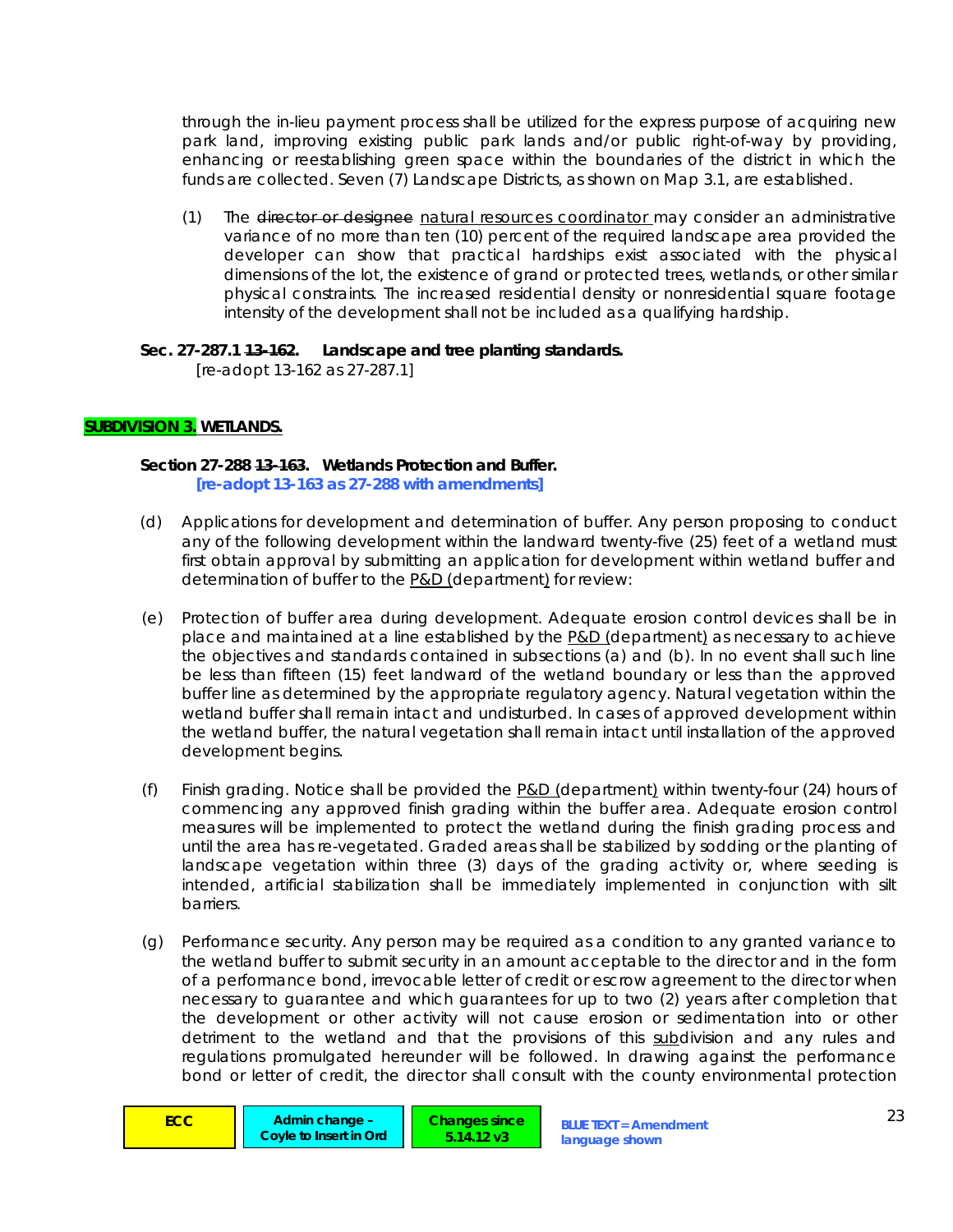through the in-lieu payment process shall be utilized for the express purpose of acquiring new park land, improving existing public park lands and/or public right-of-way by providing, enhancing or reestablishing green space within the boundaries of the district in which the funds are collected. Seven (7) Landscape Districts, as shown on Map 3.1, are established.

(1) The ~~director or designee~~ natural resources coordinator may consider an administrative variance of no more than ten (10) percent of the required landscape area provided the developer can show that practical hardships exist associated with the physical dimensions of the lot, the existence of grand or protected trees, wetlands, or other similar physical constraints. The increased residential density or nonresidential square footage intensity of the development shall not be included as a qualifying hardship.

**Sec. 27-287.1 ~~13-162~~. Landscape and tree planting standards.**

[re-adopt 13-162 as 27-287.1]

**SUBDIVISION 3. WETLANDS.**

**Section 27-288 ~~13-163~~. Wetlands Protection and Buffer.**

**[re-adopt 13-163 as 27-288 with amendments]**

(d) Applications for development and determination of buffer. Any person proposing to conduct any of the following development within the landward twenty-five (25) feet of a wetland must first obtain approval by submitting an application for development within wetland buffer and determination of buffer to the P&D (department) for review:

(e) Protection of buffer area during development. Adequate erosion control devices shall be in place and maintained at a line established by the P&D (department) as necessary to achieve the objectives and standards contained in subsections (a) and (b). In no event shall such line be less than fifteen (15) feet landward of the wetland boundary or less than the approved buffer line as determined by the appropriate regulatory agency. Natural vegetation within the wetland buffer shall remain intact and undisturbed. In cases of approved development within the wetland buffer, the natural vegetation shall remain intact until installation of the approved development begins.

(f) Finish grading. Notice shall be provided the P&D (department) within twenty-four (24) hours of commencing any approved finish grading within the buffer area. Adequate erosion control measures will be implemented to protect the wetland during the finish grading process and until the area has re-vegetated. Graded areas shall be stabilized by sodding or the planting of landscape vegetation within three (3) days of the grading activity or, where seeding is intended, artificial stabilization shall be immediately implemented in conjunction with silt barriers.

(g) Performance security. Any person may be required as a condition to any granted variance to the wetland buffer to submit security in an amount acceptable to the director and in the form of a performance bond, irrevocable letter of credit or escrow agreement to the director when necessary to guarantee and which guarantees for up to two (2) years after completion that the development or other activity will not cause erosion or sedimentation into or other detriment to the wetland and that the provisions of this subdivision and any rules and regulations promulgated hereunder will be followed. In drawing against the performance bond or letter of credit, the director shall consult with the county environmental protection

ECC | Admin change – Coyle to Insert in Ord | Changes since 5.14.12 v3 | BLUE TEXT = Amendment language shown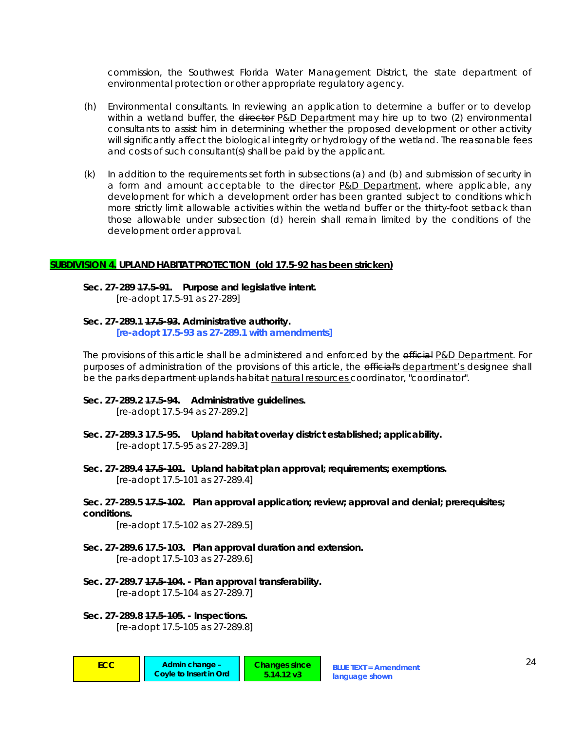commission, the Southwest Florida Water Management District, the state department of environmental protection or other appropriate regulatory agency.

(h) Environmental consultants. In reviewing an application to determine a buffer or to develop within a wetland buffer, the ~~director~~ <u>P&D Department</u> may hire up to two (2) environmental consultants to assist him in determining whether the proposed development or other activity will significantly affect the biological integrity or hydrology of the wetland. The reasonable fees and costs of such consultant(s) shall be paid by the applicant.

(k) In addition to the requirements set forth in subsections (a) and (b) and submission of security in a form and amount acceptable to the ~~director~~ <u>P&D Department</u>, where applicable, any development for which a development order has been granted subject to conditions which more strictly limit allowable activities within the wetland buffer or the thirty-foot setback than those allowable under subsection (d) herein shall remain limited by the conditions of the development order approval.

**<u>SUBDIVISION 4. UPLAND HABITAT PROTECTION (old 17.5-92 has been stricken)</u>**

**Sec. 27-289 ~~17.5-91~~. Purpose and legislative intent.**
[re-adopt 17.5-91 as 27-289]

**Sec. 27-289.1 ~~17.5-93~~. Administrative authority.**
**[re-adopt 17.5-93 as 27-289.1 with amendments]**

The provisions of this article shall be administered and enforced by the ~~official~~ <u>P&D Department</u>. For purposes of administration of the provisions of this article, the ~~official's~~ <u>department's</u> designee shall be the ~~parks department uplands habitat~~ <u>natural resources</u> coordinator, "coordinator".

**Sec. 27-289.2 ~~17.5-94~~. Administrative guidelines.**
[re-adopt 17.5-94 as 27-289.2]

**Sec. 27-289.3 ~~17.5-95~~. Upland habitat overlay district established; applicability.**
[re-adopt 17.5-95 as 27-289.3]

**Sec. 27-289.4 ~~17.5-101~~. Upland habitat plan approval; requirements; exemptions.**
[re-adopt 17.5-101 as 27-289.4]

**Sec. 27-289.5 ~~17.5-102~~. Plan approval application; review; approval and denial; prerequisites; conditions.**
[re-adopt 17.5-102 as 27-289.5]

**Sec. 27-289.6 ~~17.5-103~~. Plan approval duration and extension.**
[re-adopt 17.5-103 as 27-289.6]

**Sec. 27-289.7 ~~17.5-104~~. - Plan approval transferability.**
[re-adopt 17.5-104 as 27-289.7]

**Sec. 27-289.8 ~~17.5-105~~. - Inspections.**
[re-adopt 17.5-105 as 27-289.8]

ECC | Admin change – Coyle to Insert in Ord | Changes since 5.14.12 v3 | BLUE TEXT = Amendment language shown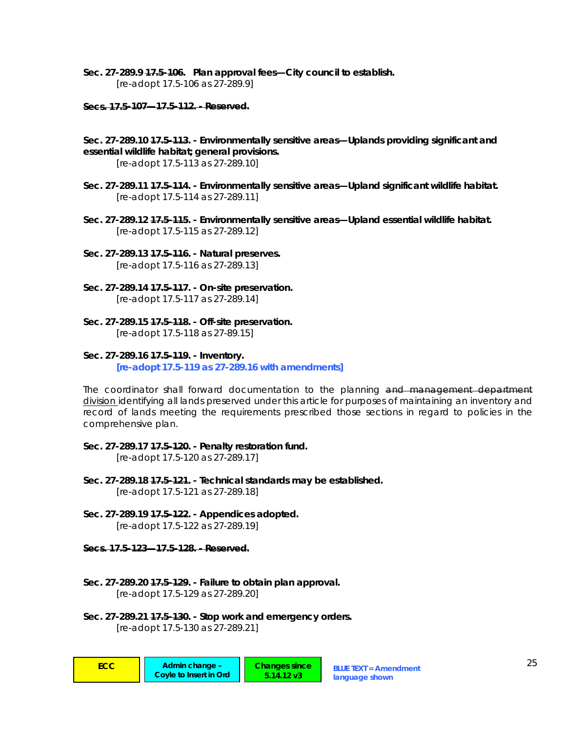**Sec. 27-289.9 ~~17.5-106~~. Plan approval fees—City council to establish.**
*[re-adopt 17.5-106 as 27-289.9]*

**~~Secs. 17.5-107—17.5-112. - Reserved.~~**

**Sec. 27-289.10 ~~17.5-113~~. - Environmentally sensitive areas—Uplands providing significant and essential wildlife habitat; general provisions.**
*[re-adopt 17.5-113 as 27-289.10]*

**Sec. 27-289.11 ~~17.5-114~~. - Environmentally sensitive areas—Upland significant wildlife habitat.**
*[re-adopt 17.5-114 as 27-289.11]*

**Sec. 27-289.12 ~~17.5-115~~. - Environmentally sensitive areas—Upland essential wildlife habitat.**
*[re-adopt 17.5-115 as 27-289.12]*

**Sec. 27-289.13 ~~17.5-116~~. - Natural preserves.**
*[re-adopt 17.5-116 as 27-289.13]*

**Sec. 27-289.14 ~~17.5-117~~. - On-site preservation.**
*[re-adopt 17.5-117 as 27-289.14]*

**Sec. 27-289.15 ~~17.5-118~~. - Off-site preservation.**
*[re-adopt 17.5-118 as 27-89.15]*

**Sec. 27-289.16 ~~17.5-119~~. - Inventory.**
***[re-adopt 17.5-119 as 27-289.16 with amendments]***

*The coordinator shall forward documentation to the planning ~~and management department~~ division identifying all lands preserved under this article for purposes of maintaining an inventory and record of lands meeting the requirements prescribed those sections in regard to policies in the comprehensive plan.*

**Sec. 27-289.17 ~~17.5-120~~. - Penalty restoration fund.**
*[re-adopt 17.5-120 as 27-289.17]*

**Sec. 27-289.18 ~~17.5-121~~. - Technical standards may be established.**
*[re-adopt 17.5-121 as 27-289.18]*

**Sec. 27-289.19 ~~17.5-122~~. - Appendices adopted.**
*[re-adopt 17.5-122 as 27-289.19]*

**~~Secs. 17.5-123—17.5-128. - Reserved.~~**

**Sec. 27-289.20 ~~17.5-129~~. - Failure to obtain plan approval.**
*[re-adopt 17.5-129 as 27-289.20]*

**Sec. 27-289.21 ~~17.5-130~~. - Stop work and emergency orders.**
*[re-adopt 17.5-130 as 27-289.21]*

| ECC | Admin change – Coyle to Insert in Ord | Changes since 5.14.12 v3 | BLUE TEXT = Amendment language shown |
|---|---|---|---|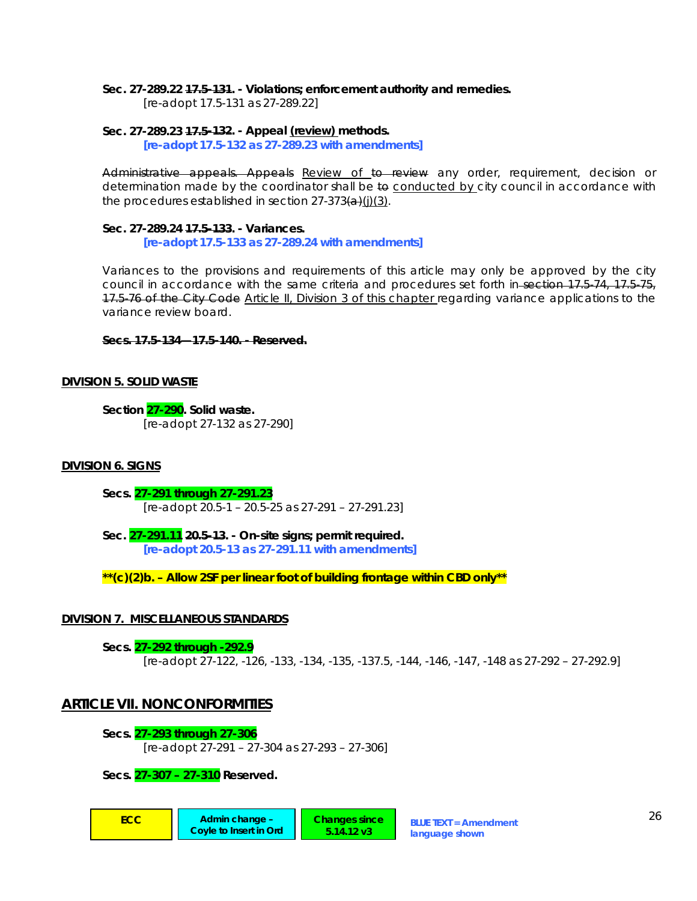**Sec. 27-289.22 ~~17.5-131~~. - Violations; enforcement authority and remedies.**

[re-adopt 17.5-131 as 27-289.22]

**Sec. 27-289.23 ~~17.5-132~~. - Appeal <u>(review)</u> methods.**

**[re-adopt 17.5-132 as 27-289.23 with amendments]**

~~Administrative appeals. Appeals~~ <u>Review of</u> ~~to review~~ any order, requirement, decision or determination made by the coordinator shall be ~~to~~ <u>conducted by</u> city council in accordance with the procedures established in section 27-373~~(a)~~<u>(j)(3)</u>.

**Sec. 27-289.24 ~~17.5-133~~. - Variances.**

**[re-adopt 17.5-133 as 27-289.24 with amendments]**

Variances to the provisions and requirements of this article may only be approved by the city council in accordance with the same criteria and procedures set forth in ~~section 17.5-74, 17.5-75, 17.5-76 of the City Code~~ <u>Article II, Division 3 of this chapter</u> regarding variance applications to the variance review board.

~~**Secs. 17.5-134—17.5-140. - Reserved.**~~

**<u>DIVISION 5. SOLID WASTE</u>**

**Section 27-290. Solid waste.**

[re-adopt 27-132 as 27-290]

**<u>DIVISION 6. SIGNS</u>**

**Secs. 27-291 through 27-291.23**

[re-adopt 20.5-1 – 20.5-25 as 27-291 – 27-291.23]

**Sec. 27-291.11 20.5-13. - On-site signs; permit required.**

**[re-adopt 20.5-13 as 27-291.11 with amendments]**

**\*\*(c)(2)b. – Allow 2SF per linear foot of building frontage within CBD only\*\***

**<u>DIVISION 7. MISCELLANEOUS STANDARDS</u>**

**Secs. 27-292 through -292.9**

[re-adopt 27-122, -126, -133, -134, -135, -137.5, -144, -146, -147, -148 as 27-292 – 27-292.9]

## <u>ARTICLE VII. NONCONFORMITIES</u>

**Secs. 27-293 through 27-306**

[re-adopt 27-291 – 27-304 as 27-293 – 27-306]

**Secs. 27-307 – 27-310 Reserved.**

| ECC | Admin change – Coyle to Insert in Ord | Changes since 5.14.12 v3 | BLUE TEXT = Amendment language shown |
|---|---|---|---|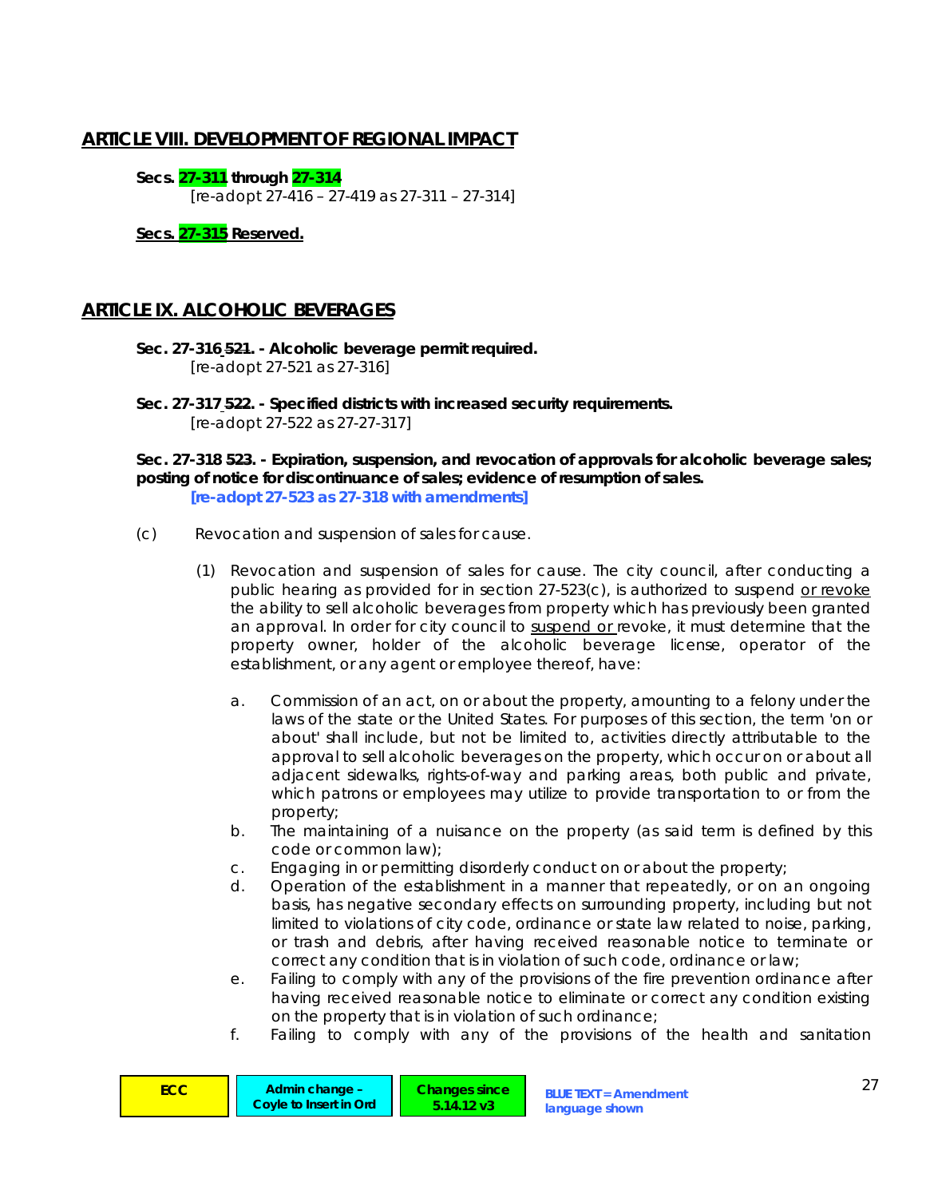## ARTICLE VIII. DEVELOPMENT OF REGIONAL IMPACT

**Secs. 27-311 through 27-314**
[re-adopt 27-416 – 27-419 as 27-311 – 27-314]

<u>**Secs. 27-315 Reserved.**</u>

## ARTICLE IX. ALCOHOLIC BEVERAGES

**Sec. 27-316 ~~521~~. - Alcoholic beverage permit required.**
[re-adopt 27-521 as 27-316]

**Sec. 27-317 ~~522~~. - Specified districts with increased security requirements.**
[re-adopt 27-522 as 27-27-317]

**Sec. 27-318 ~~523~~. - Expiration, suspension, and revocation of approvals for alcoholic beverage sales; posting of notice for discontinuance of sales; evidence of resumption of sales.**
**[re-adopt 27-523 as 27-318 with amendments]**

(c) Revocation and suspension of sales for cause.

(1) Revocation and suspension of sales for cause. The city council, after conducting a public hearing as provided for in section 27-523(c), is authorized to suspend <u>or revoke</u> the ability to sell alcoholic beverages from property which has previously been granted an approval. In order for city council to <u>suspend or</u> revoke, it must determine that the property owner, holder of the alcoholic beverage license, operator of the establishment, or any agent or employee thereof, have:

a. Commission of an act, on or about the property, amounting to a felony under the laws of the state or the United States. For purposes of this section, the term 'on or about' shall include, but not be limited to, activities directly attributable to the approval to sell alcoholic beverages on the property, which occur on or about all adjacent sidewalks, rights-of-way and parking areas, both public and private, which patrons or employees may utilize to provide transportation to or from the property;

b. The maintaining of a nuisance on the property (as said term is defined by this code or common law);

c. Engaging in or permitting disorderly conduct on or about the property;

d. Operation of the establishment in a manner that repeatedly, or on an ongoing basis, has negative secondary effects on surrounding property, including but not limited to violations of city code, ordinance or state law related to noise, parking, or trash and debris, after having received reasonable notice to terminate or correct any condition that is in violation of such code, ordinance or law;

e. Failing to comply with any of the provisions of the fire prevention ordinance after having received reasonable notice to eliminate or correct any condition existing on the property that is in violation of such ordinance;

f. Failing to comply with any of the provisions of the health and sanitation

ECC | Admin change – Coyle to Insert in Ord | Changes since 5.14.12 v3 | BLUE TEXT = Amendment language shown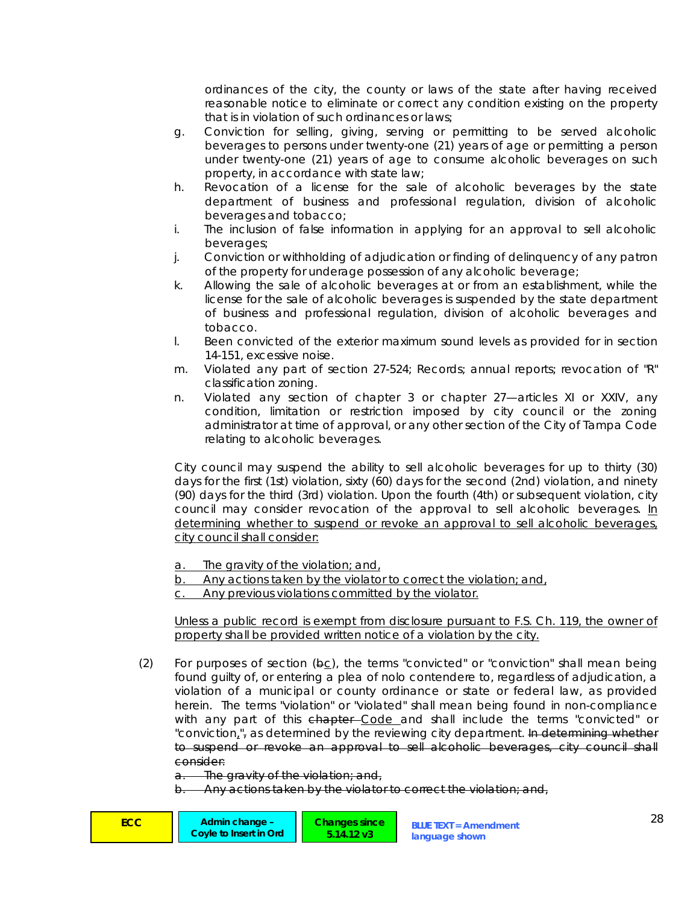ordinances of the city, the county or laws of the state after having received reasonable notice to eliminate or correct any condition existing on the property that is in violation of such ordinances or laws;

g. Conviction for selling, giving, serving or permitting to be served alcoholic beverages to persons under twenty-one (21) years of age or permitting a person under twenty-one (21) years of age to consume alcoholic beverages on such property, in accordance with state law;

h. Revocation of a license for the sale of alcoholic beverages by the state department of business and professional regulation, division of alcoholic beverages and tobacco;

i. The inclusion of false information in applying for an approval to sell alcoholic beverages;

j. Conviction or withholding of adjudication or finding of delinquency of any patron of the property for underage possession of any alcoholic beverage;

k. Allowing the sale of alcoholic beverages at or from an establishment, while the license for the sale of alcoholic beverages is suspended by the state department of business and professional regulation, division of alcoholic beverages and tobacco.

l. Been convicted of the exterior maximum sound levels as provided for in section 14-151, excessive noise.

m. Violated any part of section 27-524; Records; annual reports; revocation of "R" classification zoning.

n. Violated any section of chapter 3 or chapter 27—articles XI or XXIV, any condition, limitation or restriction imposed by city council or the zoning administrator at time of approval, or any other section of the City of Tampa Code relating to alcoholic beverages.

City council may suspend the ability to sell alcoholic beverages for up to thirty (30) days for the first (1st) violation, sixty (60) days for the second (2nd) violation, and ninety (90) days for the third (3rd) violation. Upon the fourth (4th) or subsequent violation, city council may consider revocation of the approval to sell alcoholic beverages. <u>In determining whether to suspend or revoke an approval to sell alcoholic beverages, city council shall consider:</u>

<u>a. The gravity of the violation; and,</u>
<u>b. Any actions taken by the violator to correct the violation; and,</u>
<u>c. Any previous violations committed by the violator.</u>

<u>Unless a public record is exempt from disclosure pursuant to F.S. Ch. 119, the owner of property shall be provided written notice of a violation by the city.</u>

(2) For purposes of section (~~b~~<u>c</u>), the terms "convicted" or "conviction" shall mean being found guilty of, or entering a plea of nolo contendere to, regardless of adjudication, a violation of a municipal or county ordinance or state or federal law, as provided herein. The terms "violation" or "violated" shall mean being found in non-compliance with any part of this ~~chapter~~ <u>Code</u> and shall include the terms "convicted" or "conviction<u>,</u>"~~,~~ as determined by the reviewing city department. ~~In determining whether to suspend or revoke an approval to sell alcoholic beverages, city council shall consider:~~

~~a. The gravity of the violation; and,~~
~~b. Any actions taken by the violator to correct the violation; and,~~

ECC | Admin change – Coyle to Insert in Ord | Changes since 5.14.12 v3 | BLUE TEXT = Amendment language shown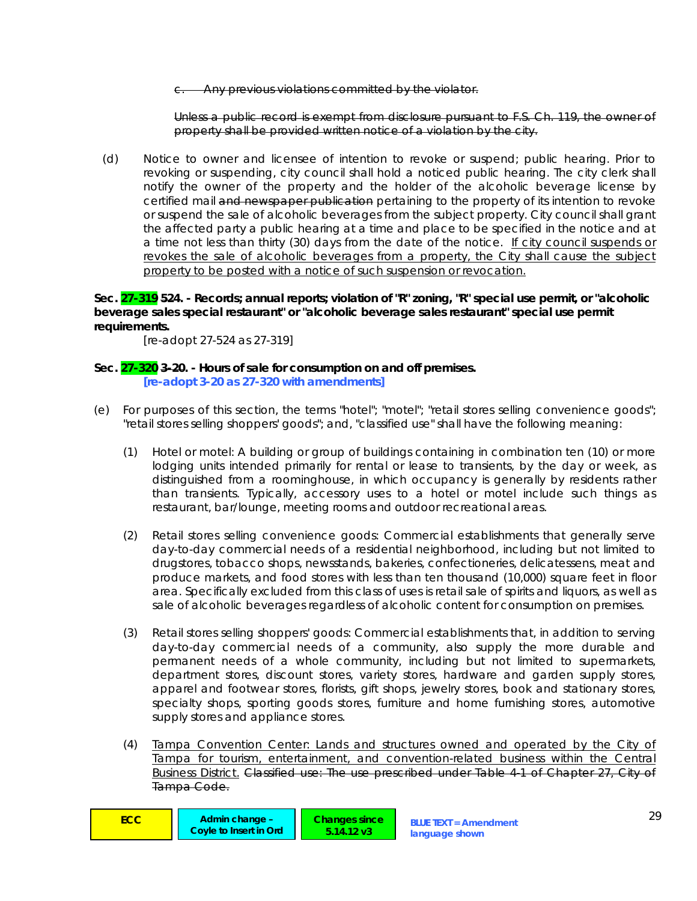~~c. Any previous violations committed by the violator.~~

~~Unless a public record is exempt from disclosure pursuant to F.S. Ch. 119, the owner of property shall be provided written notice of a violation by the city.~~

(d) Notice to owner and licensee of intention to revoke or suspend; public hearing. Prior to revoking or suspending, city council shall hold a noticed public hearing. The city clerk shall notify the owner of the property and the holder of the alcoholic beverage license by certified mail ~~and newspaper publication~~ pertaining to the property of its intention to revoke or suspend the sale of alcoholic beverages from the subject property. City council shall grant the affected party a public hearing at a time and place to be specified in the notice and at a time not less than thirty (30) days from the date of the notice. <u>If city council suspends or revokes the sale of alcoholic beverages from a property, the City shall cause the subject property to be posted with a notice of such suspension or revocation.</u>

**Sec. 27-319 ~~524~~. - Records; annual reports; violation of "R" zoning, "R" special use permit, or "alcoholic beverage sales special restaurant" or "alcoholic beverage sales restaurant" special use permit requirements.**

[re-adopt 27-524 as 27-319]

**Sec. 27-320 ~~3-20~~. - Hours of sale for consumption on and off premises.**

**[re-adopt 3-20 as 27-320 with amendments]**

(e) For purposes of this section, the terms "hotel"; "motel"; "retail stores selling convenience goods"; "retail stores selling shoppers' goods"; and, "classified use" shall have the following meaning:

(1) Hotel or motel: A building or group of buildings containing in combination ten (10) or more lodging units intended primarily for rental or lease to transients, by the day or week, as distinguished from a roominghouse, in which occupancy is generally by residents rather than transients. Typically, accessory uses to a hotel or motel include such things as restaurant, bar/lounge, meeting rooms and outdoor recreational areas.

(2) Retail stores selling convenience goods: Commercial establishments that generally serve day-to-day commercial needs of a residential neighborhood, including but not limited to drugstores, tobacco shops, newsstands, bakeries, confectioneries, delicatessens, meat and produce markets, and food stores with less than ten thousand (10,000) square feet in floor area. Specifically excluded from this class of uses is retail sale of spirits and liquors, as well as sale of alcoholic beverages regardless of alcoholic content for consumption on premises.

(3) Retail stores selling shoppers' goods: Commercial establishments that, in addition to serving day-to-day commercial needs of a community, also supply the more durable and permanent needs of a whole community, including but not limited to supermarkets, department stores, discount stores, variety stores, hardware and garden supply stores, apparel and footwear stores, florists, gift shops, jewelry stores, book and stationary stores, specialty shops, sporting goods stores, furniture and home furnishing stores, automotive supply stores and appliance stores.

(4) <u>Tampa Convention Center: Lands and structures owned and operated by the City of Tampa for tourism, entertainment, and convention-related business within the Central Business District.</u> ~~Classified use: The use prescribed under Table 4-1 of Chapter 27, City of Tampa Code.~~

| ECC | Admin change – Coyle to Insert in Ord | Changes since 5.14.12 v3 | BLUE TEXT = Amendment language shown |
|---|---|---|---|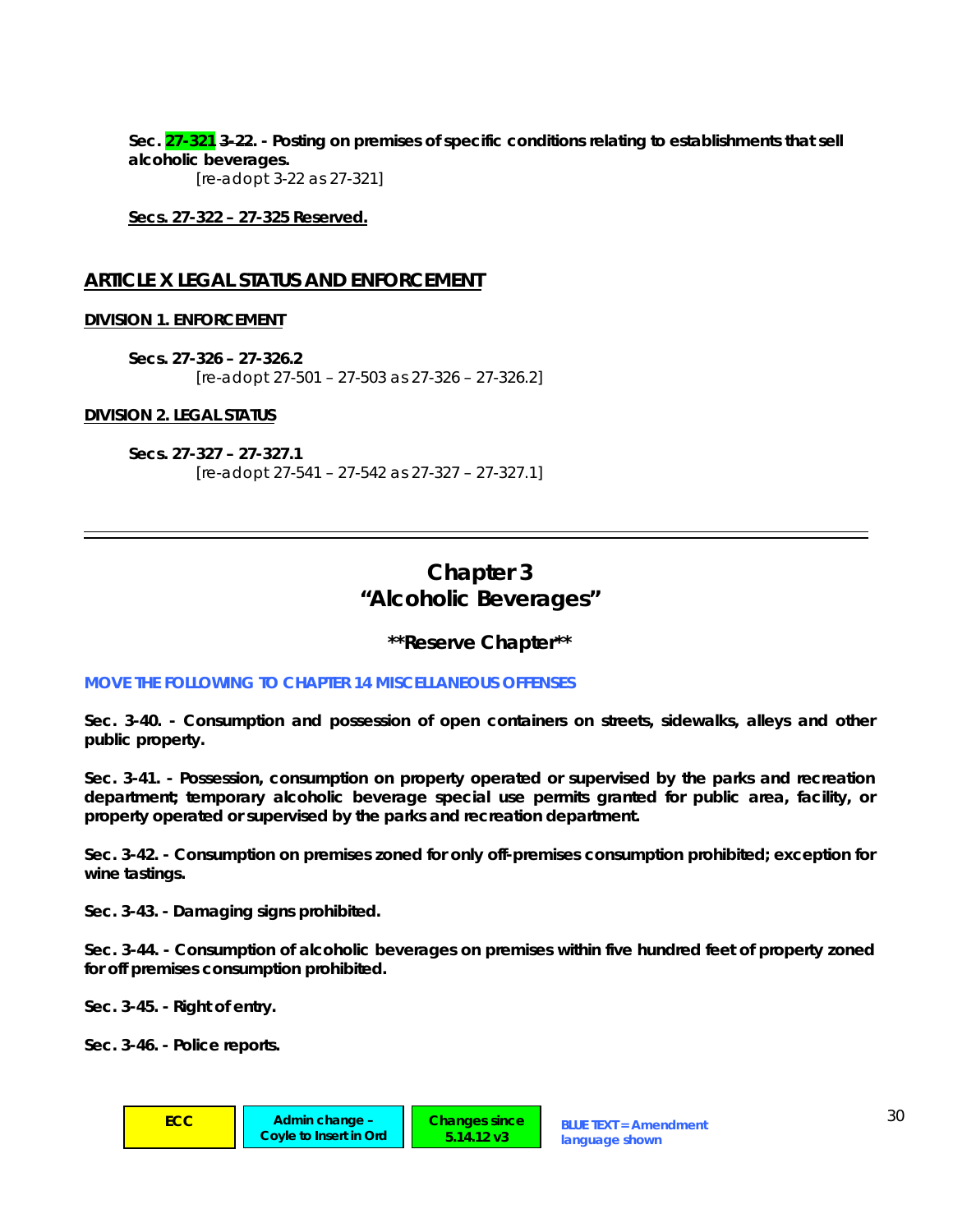**Sec. 27-321 ~~3-22~~. - Posting on premises of specific conditions relating to establishments that sell alcoholic beverages.**

[re-adopt 3-22 as 27-321]

**Secs. 27-322 – 27-325 Reserved.**

## ARTICLE X LEGAL STATUS AND ENFORCEMENT

### DIVISION 1. ENFORCEMENT

**Secs. 27-326 – 27-326.2**

[re-adopt 27-501 – 27-503 as 27-326 – 27-326.2]

### DIVISION 2. LEGAL STATUS

**Secs. 27-327 – 27-327.1**

[re-adopt 27-541 – 27-542 as 27-327 – 27-327.1]

---

# Chapter 3
# "Alcoholic Beverages"

### **Reserve Chapter**

**MOVE THE FOLLOWING TO CHAPTER 14 MISCELLANEOUS OFFENSES**

**Sec. 3-40. - Consumption and possession of open containers on streets, sidewalks, alleys and other public property.**

**Sec. 3-41. - Possession, consumption on property operated or supervised by the parks and recreation department; temporary alcoholic beverage special use permits granted for public area, facility, or property operated or supervised by the parks and recreation department.**

**Sec. 3-42. - Consumption on premises zoned for only off-premises consumption prohibited; exception for wine tastings.**

**Sec. 3-43. - Damaging signs prohibited.**

**Sec. 3-44. - Consumption of alcoholic beverages on premises within five hundred feet of property zoned for off premises consumption prohibited.**

**Sec. 3-45. - Right of entry.**

**Sec. 3-46. - Police reports.**

ECC | Admin change – Coyle to Insert in Ord | Changes since 5.14.12 v3 | BLUE TEXT = Amendment language shown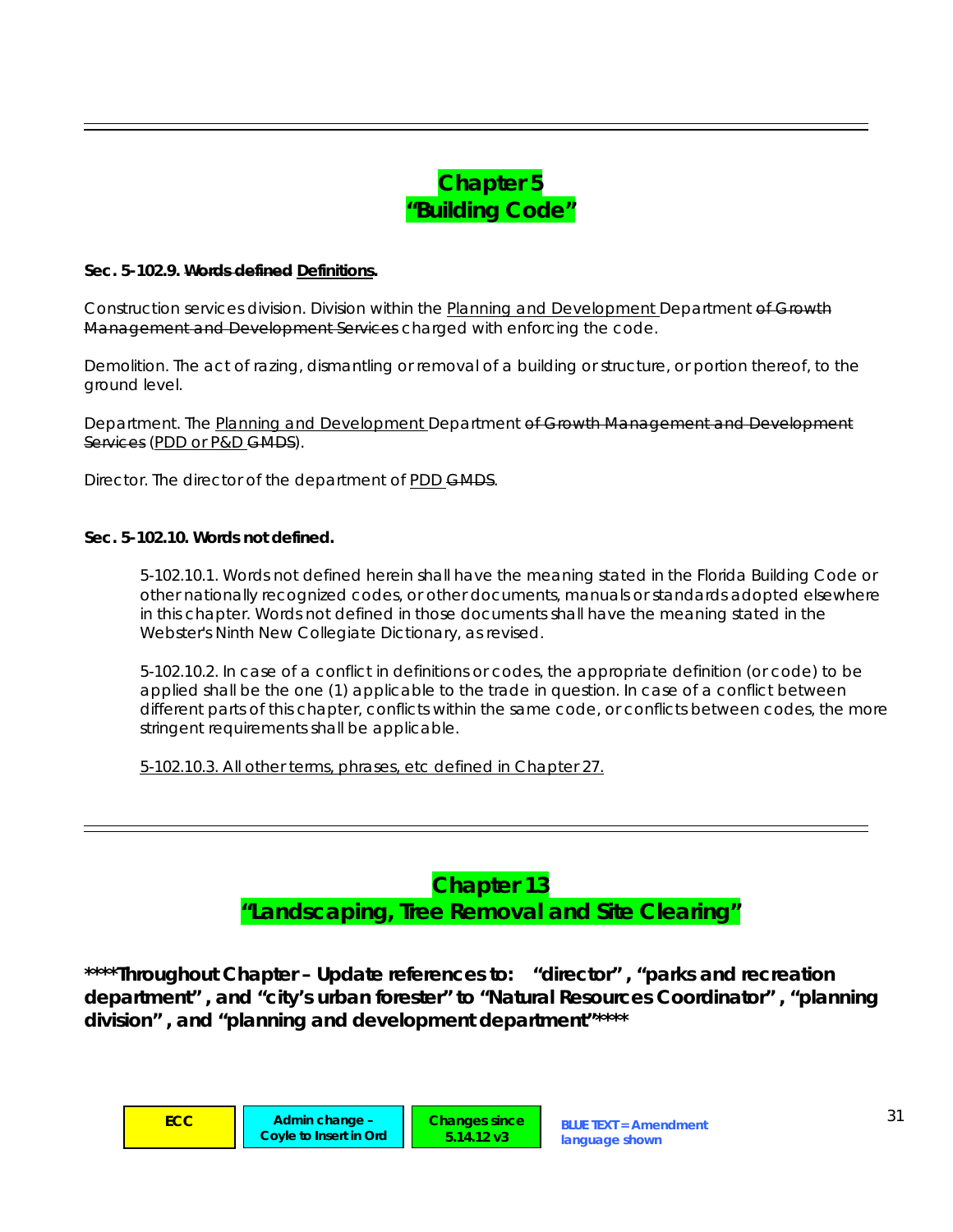---

## Chapter 5
## "Building Code"

**Sec. 5-102.9. ~~Words defined~~ <u>Definitions</u>.**

Construction services division. Division within the <u>Planning and Development</u> Department ~~of Growth Management and Development Services~~ charged with enforcing the code.

Demolition. The act of razing, dismantling or removal of a building or structure, or portion thereof, to the ground level.

Department. The <u>Planning and Development</u> Department ~~of Growth Management and Development Services~~ (<u>PDD or P&D</u> ~~GMDS~~).

Director. The director of the department of <u>PDD</u> ~~GMDS~~.

**Sec. 5-102.10. Words not defined.**

> 5-102.10.1. Words not defined herein shall have the meaning stated in the Florida Building Code or other nationally recognized codes, or other documents, manuals or standards adopted elsewhere in this chapter. Words not defined in those documents shall have the meaning stated in the Webster's Ninth New Collegiate Dictionary, as revised.
>
> 5-102.10.2. In case of a conflict in definitions or codes, the appropriate definition (or code) to be applied shall be the one (1) applicable to the trade in question. In case of a conflict between different parts of this chapter, conflicts within the same code, or conflicts between codes, the more stringent requirements shall be applicable.
>
> <u>5-102.10.3. All other terms, phrases, etc defined in Chapter 27.</u>

---

## Chapter 13
## "Landscaping, Tree Removal and Site Clearing"

**\*\*\*\*Throughout Chapter – Update references to: "director", "parks and recreation department", and "city's urban forester" to "Natural Resources Coordinator", "planning division", and "planning and development department"\*\*\*\***

| ECC | Admin change – Coyle to Insert in Ord | Changes since 5.14.12 v3 | BLUE TEXT = Amendment language shown |
|---|---|---|---|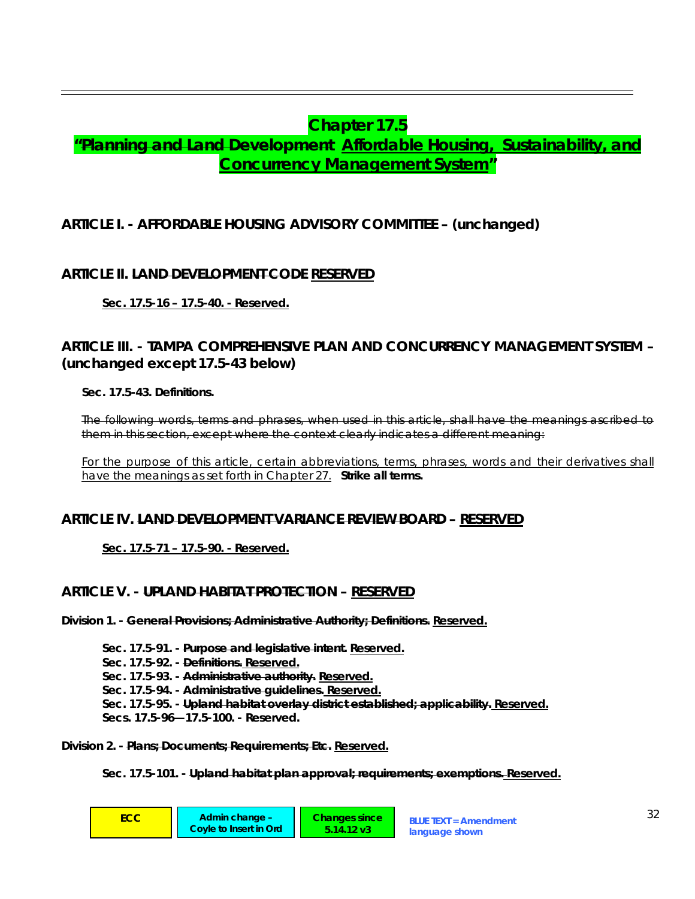# Chapter 17.5

# ~~"Planning and Land Development~~ Affordable Housing, Sustainability, and Concurrency Management System"

## ARTICLE I. - AFFORDABLE HOUSING ADVISORY COMMITTEE – (unchanged)

## ARTICLE II. ~~LAND DEVELOPMENT CODE~~ RESERVED

**Sec. 17.5-16 – 17.5-40. - Reserved.**

## ARTICLE III. - TAMPA COMPREHENSIVE PLAN AND CONCURRENCY MANAGEMENT SYSTEM – (unchanged except 17.5-43 below)

**Sec. 17.5-43. Definitions.**

~~The following words, terms and phrases, when used in this article, shall have the meanings ascribed to them in this section, except where the context clearly indicates a different meaning:~~

For the purpose of this article, certain abbreviations, terms, phrases, words and their derivatives shall have the meanings as set forth in Chapter 27. **Strike all terms.**

## ARTICLE IV. ~~LAND DEVELOPMENT VARIANCE REVIEW BOARD~~ – RESERVED

**Sec. 17.5-71 – 17.5-90. - Reserved.**

## ARTICLE V. - ~~UPLAND HABITAT PROTECTION~~ – RESERVED

**Division 1. - ~~General Provisions; Administrative Authority; Definitions.~~ Reserved.**

- **Sec. 17.5-91. - ~~Purpose and legislative intent.~~ Reserved.**
- **Sec. 17.5-92. - ~~Definitions.~~ Reserved.**
- **Sec. 17.5-93. - ~~Administrative authority.~~ Reserved.**
- **Sec. 17.5-94. - ~~Administrative guidelines.~~ Reserved.**
- **Sec. 17.5-95. - ~~Upland habitat overlay district established; applicability.~~ Reserved.**
- **Secs. 17.5-96—17.5-100. - Reserved.**

**Division 2. - ~~Plans; Documents; Requirements; Etc.~~ Reserved.**

- **Sec. 17.5-101. - ~~Upland habitat plan approval; requirements; exemptions.~~ Reserved.**

| ECC | Admin change – Coyle to Insert in Ord | Changes since 5.14.12 v3 | BLUE TEXT = Amendment language shown |
|---|---|---|---|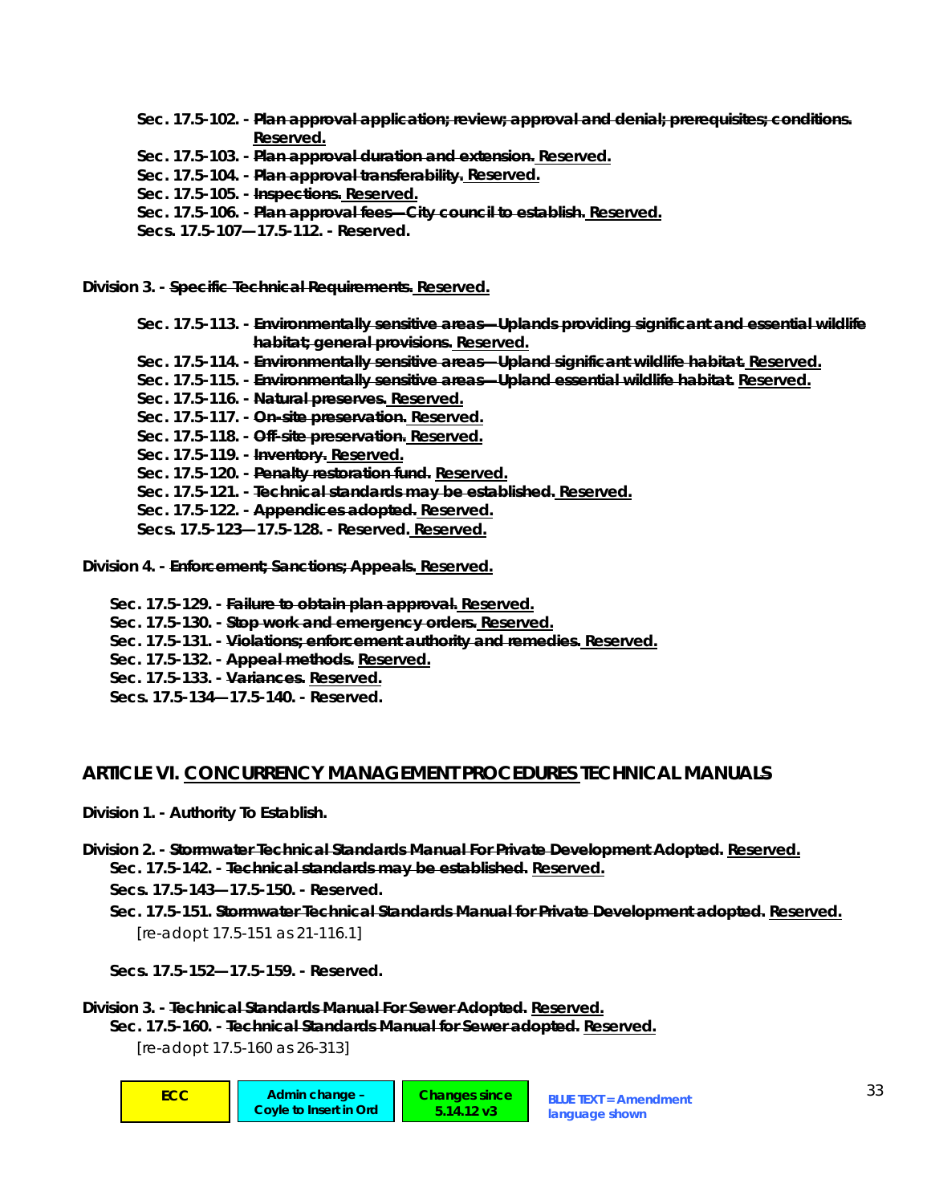**Sec. 17.5-102. - ~~Plan approval application; review; approval and denial; prerequisites; conditions.~~ Reserved.**

**Sec. 17.5-103. - ~~Plan approval duration and extension.~~ Reserved.**

**Sec. 17.5-104. - ~~Plan approval transferability.~~ Reserved.**

**Sec. 17.5-105. - ~~Inspections.~~ Reserved.**

**Sec. 17.5-106. - ~~Plan approval fees—City council to establish.~~ Reserved.**

**Secs. 17.5-107—17.5-112. - Reserved.**

**Division 3. - ~~Specific Technical Requirements.~~ Reserved.**

**Sec. 17.5-113. - ~~Environmentally sensitive areas—Uplands providing significant and essential wildlife habitat; general provisions.~~ Reserved.**

**Sec. 17.5-114. - ~~Environmentally sensitive areas—Upland significant wildlife habitat.~~ Reserved.**

**Sec. 17.5-115. - ~~Environmentally sensitive areas—Upland essential wildlife habitat.~~ Reserved.**

**Sec. 17.5-116. - ~~Natural preserves.~~ Reserved.**

**Sec. 17.5-117. - ~~On-site preservation.~~ Reserved.**

**Sec. 17.5-118. - ~~Off-site preservation.~~ Reserved.**

**Sec. 17.5-119. - ~~Inventory.~~ Reserved.**

**Sec. 17.5-120. - ~~Penalty restoration fund.~~ Reserved.**

**Sec. 17.5-121. - ~~Technical standards may be established.~~ Reserved.**

**Sec. 17.5-122. - ~~Appendices adopted.~~ Reserved.**

**Secs. 17.5-123—17.5-128. - Reserved. Reserved.**

**Division 4. - ~~Enforcement; Sanctions; Appeals.~~ Reserved.**

**Sec. 17.5-129. - ~~Failure to obtain plan approval.~~ Reserved.**

**Sec. 17.5-130. - ~~Stop work and emergency orders.~~ Reserved.**

**Sec. 17.5-131. - ~~Violations; enforcement authority and remedies.~~ Reserved.**

**Sec. 17.5-132. - ~~Appeal methods.~~ Reserved.**

**Sec. 17.5-133. - ~~Variances.~~ Reserved.**

**Secs. 17.5-134—17.5-140. - Reserved.**

## ARTICLE VI. CONCURRENCY MANAGEMENT PROCEDURES TECHNICAL MANUALS

**Division 1. - Authority To Establish.**

**Division 2. - ~~Stormwater Technical Standards Manual For Private Development Adopted.~~ Reserved.**

**Sec. 17.5-142. - ~~Technical standards may be established.~~ Reserved.**

**Secs. 17.5-143—17.5-150. - Reserved.**

**Sec. 17.5-151. ~~Stormwater Technical Standards Manual for Private Development adopted.~~ Reserved.**

*[re-adopt 17.5-151 as 21-116.1]*

**Secs. 17.5-152—17.5-159. - Reserved.**

**Division 3. - ~~Technical Standards Manual For Sewer Adopted.~~ Reserved.**

**Sec. 17.5-160. - ~~Technical Standards Manual for Sewer adopted.~~ Reserved.**

*[re-adopt 17.5-160 as 26-313]*

| ECC | Admin change – Coyle to Insert in Ord | Changes since 5.14.12 v3 | BLUE TEXT = Amendment language shown |
|---|---|---|---|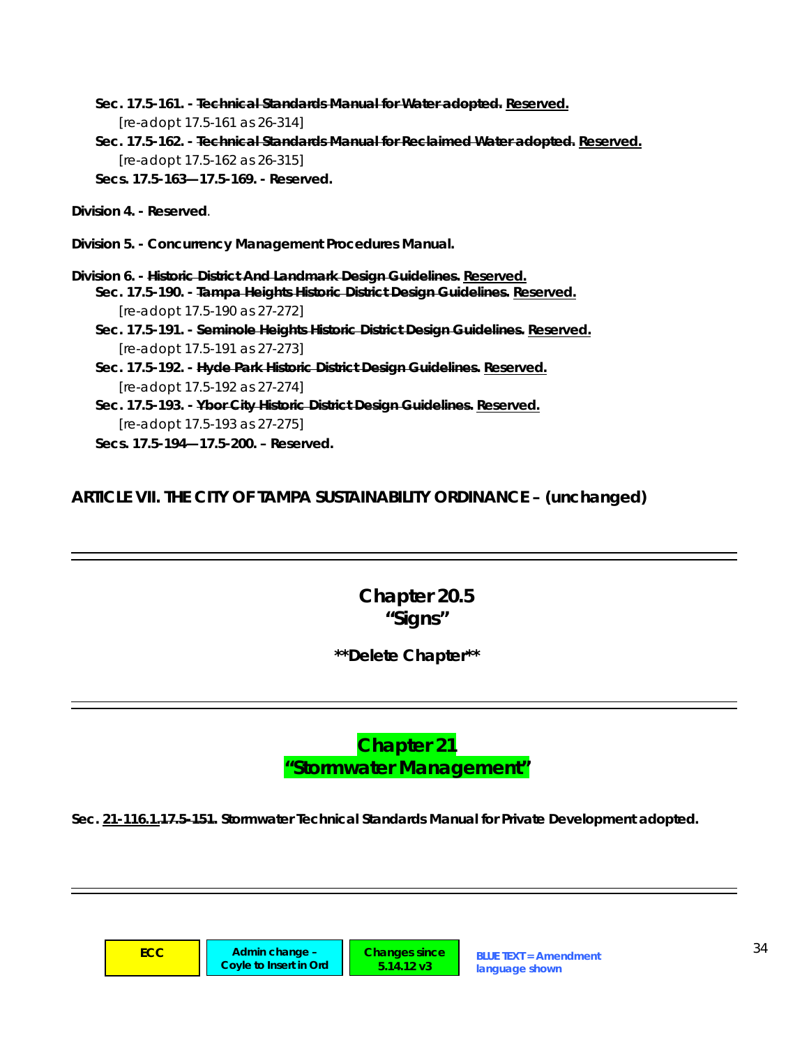**Sec. 17.5-161. - ~~Technical Standards Manual for Water adopted.~~ Reserved.**

[re-adopt 17.5-161 as 26-314]

**Sec. 17.5-162. - ~~Technical Standards Manual for Reclaimed Water adopted.~~ Reserved.**

[re-adopt 17.5-162 as 26-315]

**Secs. 17.5-163—17.5-169. - Reserved.**

**Division 4. - Reserved**.

**Division 5. - Concurrency Management Procedures Manual.**

**Division 6. - ~~Historic District And Landmark Design Guidelines.~~ Reserved.**

**Sec. 17.5-190. - ~~Tampa Heights Historic District Design Guidelines.~~ Reserved.**

[re-adopt 17.5-190 as 27-272]

**Sec. 17.5-191. - ~~Seminole Heights Historic District Design Guidelines.~~ Reserved.**

[re-adopt 17.5-191 as 27-273]

**Sec. 17.5-192. - ~~Hyde Park Historic District Design Guidelines.~~ Reserved.**

[re-adopt 17.5-192 as 27-274]

**Sec. 17.5-193. - ~~Ybor City Historic District Design Guidelines.~~ Reserved.**

[re-adopt 17.5-193 as 27-275]

**Secs. 17.5-194—17.5-200. – Reserved.**

**ARTICLE VII. THE CITY OF TAMPA SUSTAINABILITY ORDINANCE – (unchanged)**

---

## Chapter 20.5
## "Signs"

**\*\*Delete Chapter\*\***

---

## Chapter 21
## "Stormwater Management"

**Sec. 21-116.1.~~17.5-151~~. Stormwater Technical Standards Manual for Private Development adopted.**

---

| ECC | Admin change – Coyle to Insert in Ord | Changes since 5.14.12 v3 | BLUE TEXT = Amendment language shown |
|---|---|---|---|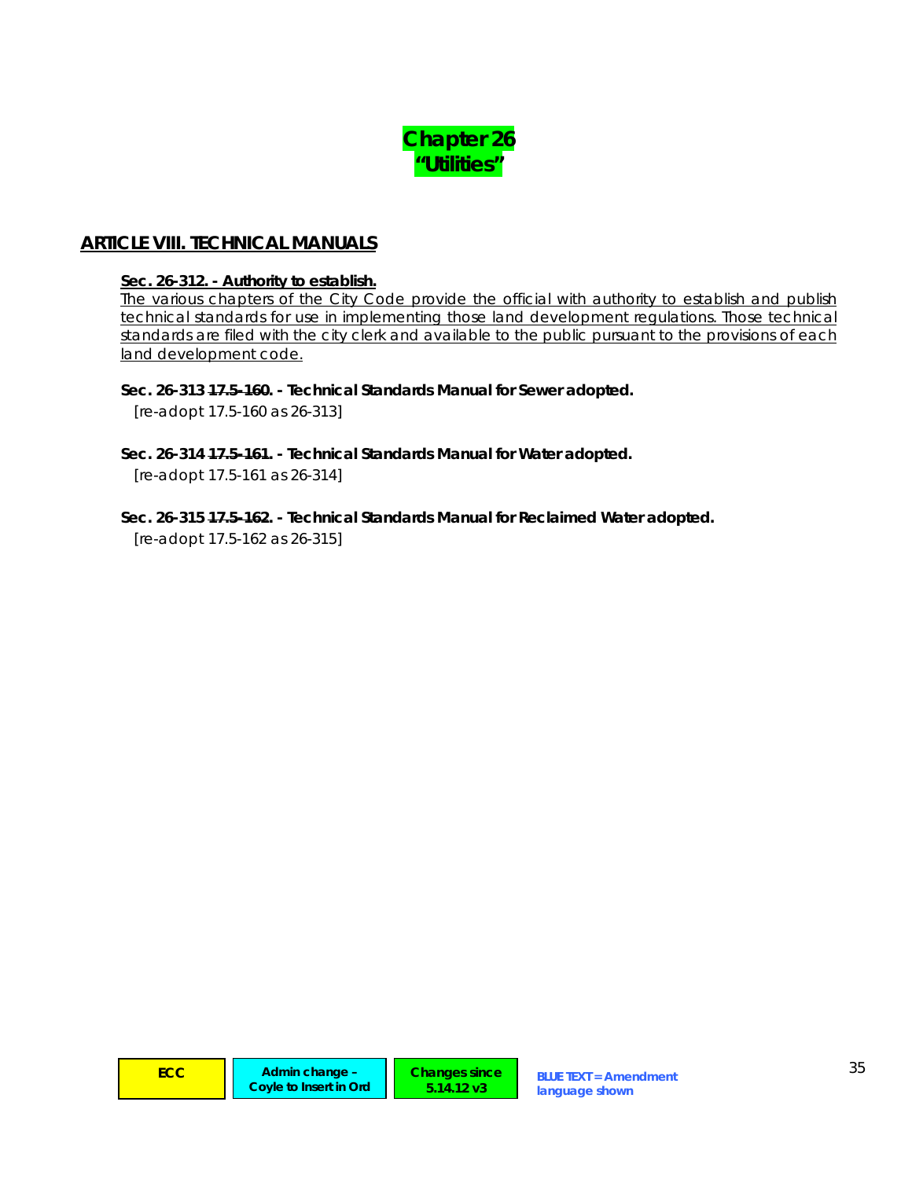# Chapter 26
# "Utilities"

## <u>ARTICLE VIII. TECHNICAL MANUALS</u>

### <u>Sec. 26-312. - Authority to establish.</u>

<u>The various chapters of the City Code provide the official with authority to establish and publish technical standards for use in implementing those land development regulations. Those technical standards are filed with the city clerk and available to the public pursuant to the provisions of each land development code.</u>

### Sec. 26-313 ~~17.5-160~~. - Technical Standards Manual for Sewer adopted.

[re-adopt 17.5-160 as 26-313]

### Sec. 26-314 ~~17.5-161~~. - Technical Standards Manual for Water adopted.

[re-adopt 17.5-161 as 26-314]

### Sec. 26-315 ~~17.5-162~~. - Technical Standards Manual for Reclaimed Water adopted.

[re-adopt 17.5-162 as 26-315]

| ECC | Admin change – Coyle to Insert in Ord | Changes since 5.14.12 v3 | BLUE TEXT = Amendment language shown |
| --- | --- | --- | --- |